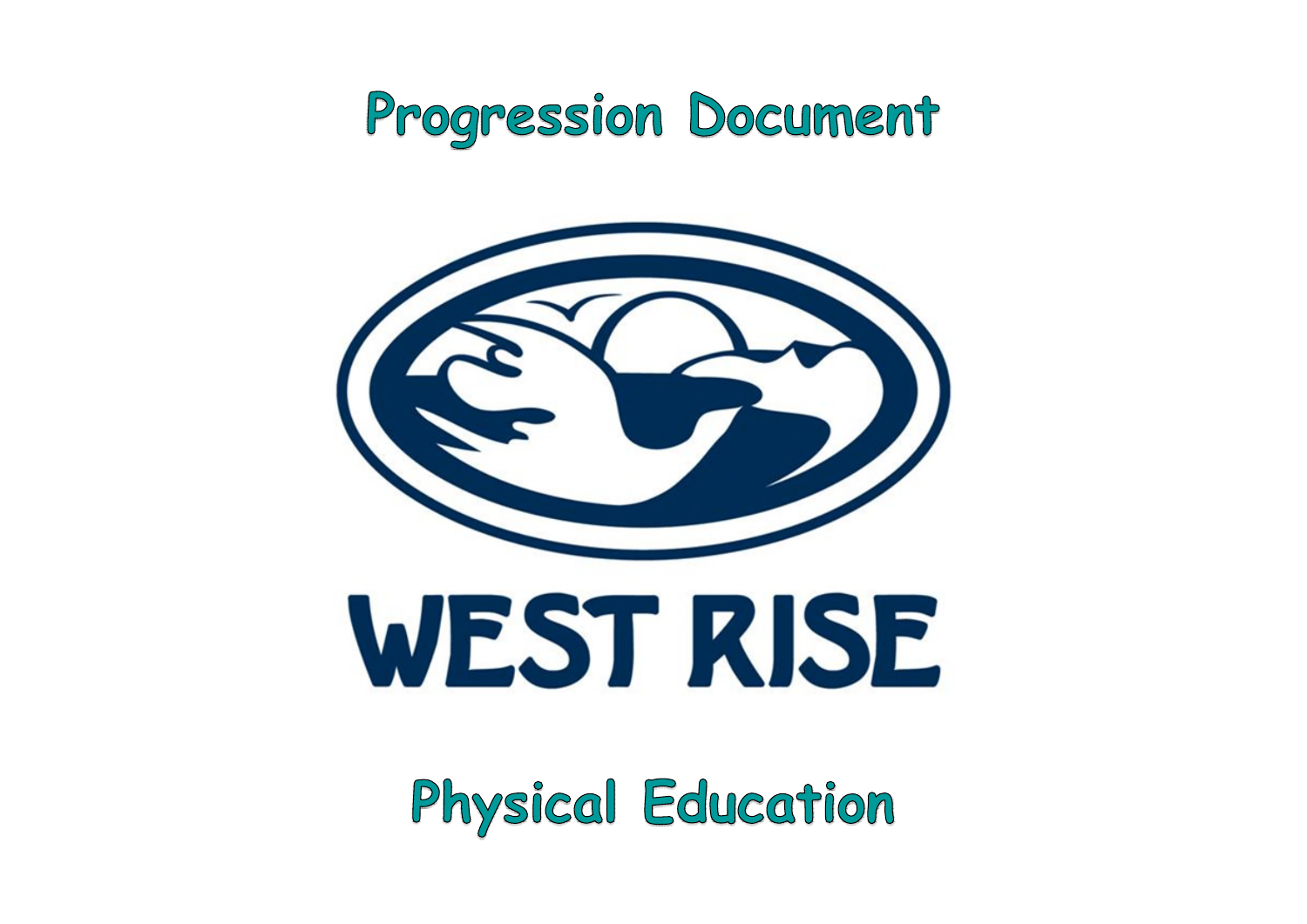# Progression Document

WEST RISE

# Physical Education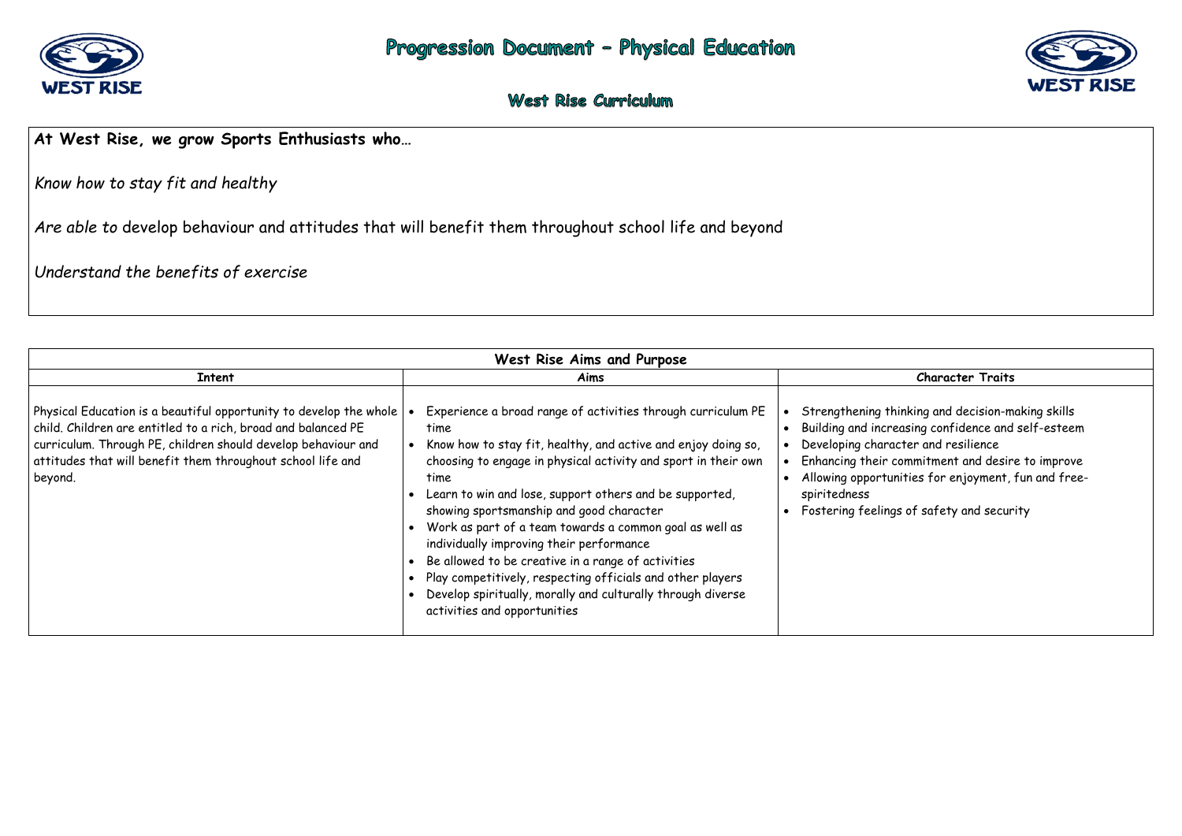# Progression Document – Physical Education

## West Rise Curriculum

**At West Rise, we grow Sports Enthusiasts who…**

*Know how to stay fit and healthy*

*Are able to* develop behaviour and attitudes that will benefit them throughout school life and beyond

*Understand the benefits of exercise*

| West Rise Aims and Purpose | | |
|---|---|---|
| **Intent** | **Aims** | **Character Traits** |
| Physical Education is a beautiful opportunity to develop the whole child. Children are entitled to a rich, broad and balanced PE curriculum. Through PE, children should develop behaviour and attitudes that will benefit them throughout school life and beyond. | • Experience a broad range of activities through curriculum PE time<br>• Know how to stay fit, healthy, and active and enjoy doing so, choosing to engage in physical activity and sport in their own time<br>• Learn to win and lose, support others and be supported, showing sportsmanship and good character<br>• Work as part of a team towards a common goal as well as individually improving their performance<br>• Be allowed to be creative in a range of activities<br>• Play competitively, respecting officials and other players<br>• Develop spiritually, morally and culturally through diverse activities and opportunities | • Strengthening thinking and decision-making skills<br>• Building and increasing confidence and self-esteem<br>• Developing character and resilience<br>• Enhancing their commitment and desire to improve<br>• Allowing opportunities for enjoyment, fun and free-spiritedness<br>• Fostering feelings of safety and security |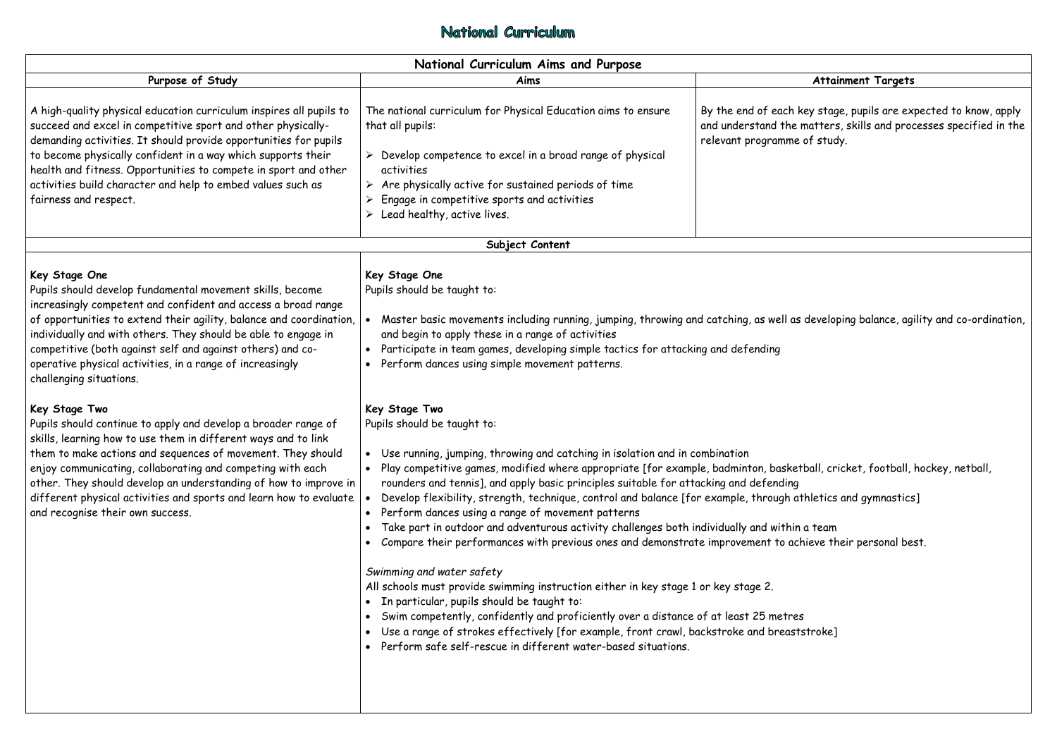# National Curriculum

| National Curriculum Aims and Purpose | | |
|---|---|---|
| **Purpose of Study** | **Aims** | **Attainment Targets** |
| A high-quality physical education curriculum inspires all pupils to succeed and excel in competitive sport and other physically-demanding activities. It should provide opportunities for pupils to become physically confident in a way which supports their health and fitness. Opportunities to compete in sport and other activities build character and help to embed values such as fairness and respect. | The national curriculum for Physical Education aims to ensure that all pupils:<br>➢ Develop competence to excel in a broad range of physical activities<br>➢ Are physically active for sustained periods of time<br>➢ Engage in competitive sports and activities<br>➢ Lead healthy, active lives. | By the end of each key stage, pupils are expected to know, apply and understand the matters, skills and processes specified in the relevant programme of study. |

| Subject Content | |
|---|---|
| **Key Stage One**<br>Pupils should develop fundamental movement skills, become increasingly competent and confident and access a broad range of opportunities to extend their agility, balance and coordination, individually and with others. They should be able to engage in competitive (both against self and against others) and co-operative physical activities, in a range of increasingly challenging situations. | **Key Stage One**<br>Pupils should be taught to:<br>• Master basic movements including running, jumping, throwing and catching, as well as developing balance, agility and co-ordination, and begin to apply these in a range of activities<br>• Participate in team games, developing simple tactics for attacking and defending<br>• Perform dances using simple movement patterns. |
| **Key Stage Two**<br>Pupils should continue to apply and develop a broader range of skills, learning how to use them in different ways and to link them to make actions and sequences of movement. They should enjoy communicating, collaborating and competing with each other. They should develop an understanding of how to improve in different physical activities and sports and learn how to evaluate and recognise their own success. | **Key Stage Two**<br>Pupils should be taught to:<br>• Use running, jumping, throwing and catching in isolation and in combination<br>• Play competitive games, modified where appropriate [for example, badminton, basketball, cricket, football, hockey, netball, rounders and tennis], and apply basic principles suitable for attacking and defending<br>• Develop flexibility, strength, technique, control and balance [for example, through athletics and gymnastics]<br>• Perform dances using a range of movement patterns<br>• Take part in outdoor and adventurous activity challenges both individually and within a team<br>• Compare their performances with previous ones and demonstrate improvement to achieve their personal best.<br><br>*Swimming and water safety*<br>All schools must provide swimming instruction either in key stage 1 or key stage 2.<br>• In particular, pupils should be taught to:<br>• Swim competently, confidently and proficiently over a distance of at least 25 metres<br>• Use a range of strokes effectively [for example, front crawl, backstroke and breaststroke]<br>• Perform safe self-rescue in different water-based situations. |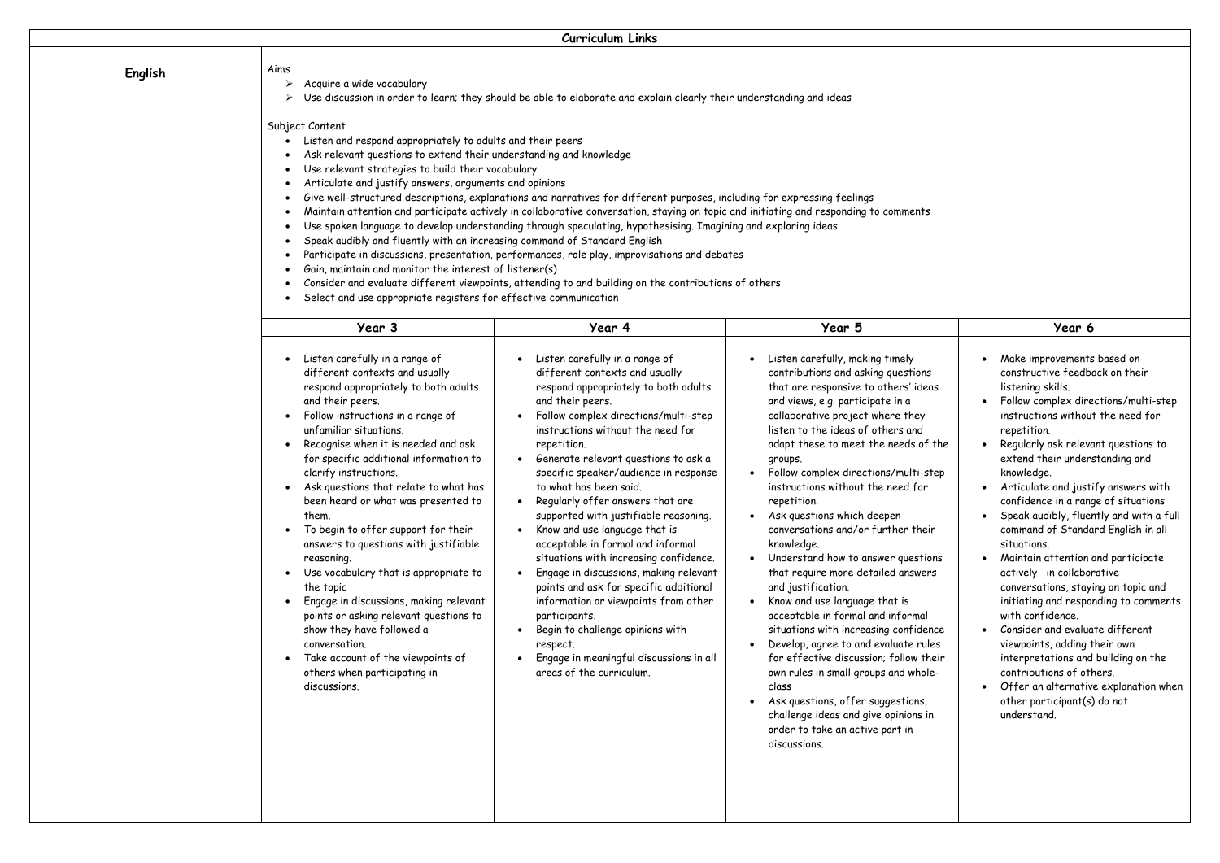# Curriculum Links

## English

Aims

- Acquire a wide vocabulary
- Use discussion in order to learn; they should be able to elaborate and explain clearly their understanding and ideas

Subject Content

- Listen and respond appropriately to adults and their peers
- Ask relevant questions to extend their understanding and knowledge
- Use relevant strategies to build their vocabulary
- Articulate and justify answers, arguments and opinions
- Give well-structured descriptions, explanations and narratives for different purposes, including for expressing feelings
- Maintain attention and participate actively in collaborative conversation, staying on topic and initiating and responding to comments
- Use spoken language to develop understanding through speculating, hypothesising. Imagining and exploring ideas
- Speak audibly and fluently with an increasing command of Standard English
- Participate in discussions, presentation, performances, role play, improvisations and debates
- Gain, maintain and monitor the interest of listener(s)
- Consider and evaluate different viewpoints, attending to and building on the contributions of others
- Select and use appropriate registers for effective communication

| Year 3 | Year 4 | Year 5 | Year 6 |
|---|---|---|---|
| • Listen carefully in a range of different contexts and usually respond appropriately to both adults and their peers.<br>• Follow instructions in a range of unfamiliar situations.<br>• Recognise when it is needed and ask for specific additional information to clarify instructions.<br>• Ask questions that relate to what has been heard or what was presented to them.<br>• To begin to offer support for their answers to questions with justifiable reasoning.<br>• Use vocabulary that is appropriate to the topic<br>• Engage in discussions, making relevant points or asking relevant questions to show they have followed a conversation.<br>• Take account of the viewpoints of others when participating in discussions. | • Listen carefully in a range of different contexts and usually respond appropriately to both adults and their peers.<br>• Follow complex directions/multi-step instructions without the need for repetition.<br>• Generate relevant questions to ask a specific speaker/audience in response to what has been said.<br>• Regularly offer answers that are supported with justifiable reasoning.<br>• Know and use language that is acceptable in formal and informal situations with increasing confidence.<br>• Engage in discussions, making relevant points and ask for specific additional information or viewpoints from other participants.<br>• Begin to challenge opinions with respect.<br>• Engage in meaningful discussions in all areas of the curriculum. | • Listen carefully, making timely contributions and asking questions that are responsive to others' ideas and views, e.g. participate in a collaborative project where they listen to the ideas of others and adapt these to meet the needs of the groups.<br>• Follow complex directions/multi-step instructions without the need for repetition.<br>• Ask questions which deepen conversations and/or further their knowledge.<br>• Understand how to answer questions that require more detailed answers and justification.<br>• Know and use language that is acceptable in formal and informal situations with increasing confidence<br>• Develop, agree to and evaluate rules for effective discussion; follow their own rules in small groups and whole-class<br>• Ask questions, offer suggestions, challenge ideas and give opinions in order to take an active part in discussions. | • Make improvements based on constructive feedback on their listening skills.<br>• Follow complex directions/multi-step instructions without the need for repetition.<br>• Regularly ask relevant questions to extend their understanding and knowledge.<br>• Articulate and justify answers with confidence in a range of situations<br>• Speak audibly, fluently and with a full command of Standard English in all situations.<br>• Maintain attention and participate actively in collaborative conversations, staying on topic and initiating and responding to comments with confidence.<br>• Consider and evaluate different viewpoints, adding their own interpretations and building on the contributions of others.<br>• Offer an alternative explanation when other participant(s) do not understand. |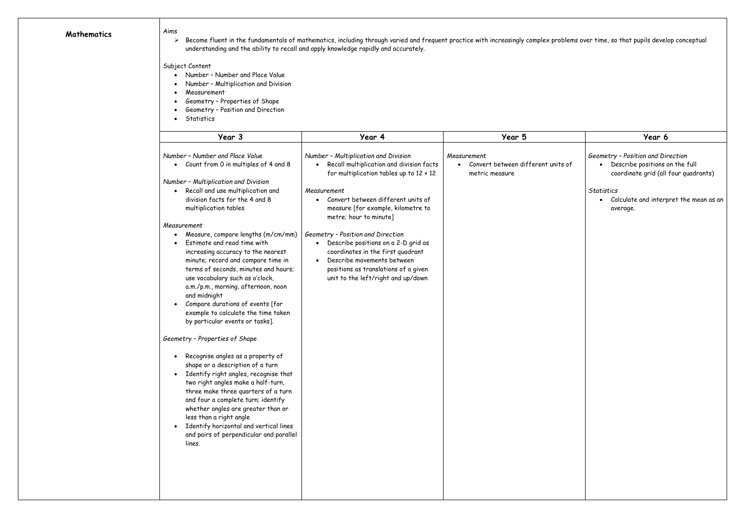## Mathematics

*Aims*

- Become fluent in the fundamentals of mathematics, including through varied and frequent practice with increasingly complex problems over time, so that pupils develop conceptual understanding and the ability to recall and apply knowledge rapidly and accurately.

Subject Content

- Number – Number and Place Value
- Number – Multiplication and Division
- Measurement
- Geometry – Properties of Shape
- Geometry – Position and Direction
- Statistics

| Year 3 | Year 4 | Year 5 | Year 6 |
|---|---|---|---|
| *Number – Number and Place Value*<br>• Count from 0 in multiples of 4 and 8<br><br>*Number – Multiplication and Division*<br>• Recall and use multiplication and division facts for the 4 and 8 multiplication tables<br><br>*Measurement*<br>• Measure, compare lengths (m/cm/mm)<br>• Estimate and read time with increasing accuracy to the nearest minute; record and compare time in terms of seconds, minutes and hours; use vocabulary such as o'clock, a.m./p.m., morning, afternoon, noon and midnight<br>• Compare durations of events [for example to calculate the time taken by particular events or tasks].<br><br>*Geometry – Properties of Shape*<br>• Recognise angles as a property of shape or a description of a turn<br>• Identify right angles, recognise that two right angles make a half-turn, three make three quarters of a turn and four a complete turn; identify whether angles are greater than or less than a right angle<br>• Identify horizontal and vertical lines and pairs of perpendicular and parallel lines. | *Number – Multiplication and Division*<br>• Recall multiplication and division facts for multiplication tables up to 12 × 12<br><br>*Measurement*<br>• Convert between different units of measure [for example, kilometre to metre; hour to minute]<br><br>*Geometry – Position and Direction*<br>• Describe positions on a 2-D grid as coordinates in the first quadrant<br>• Describe movements between positions as translations of a given unit to the left/right and up/down | *Measurement*<br>• Convert between different units of metric measure | *Geometry – Position and Direction*<br>• Describe positions on the full coordinate grid (all four quadrants)<br><br>*Statistics*<br>• Calculate and interpret the mean as an average. |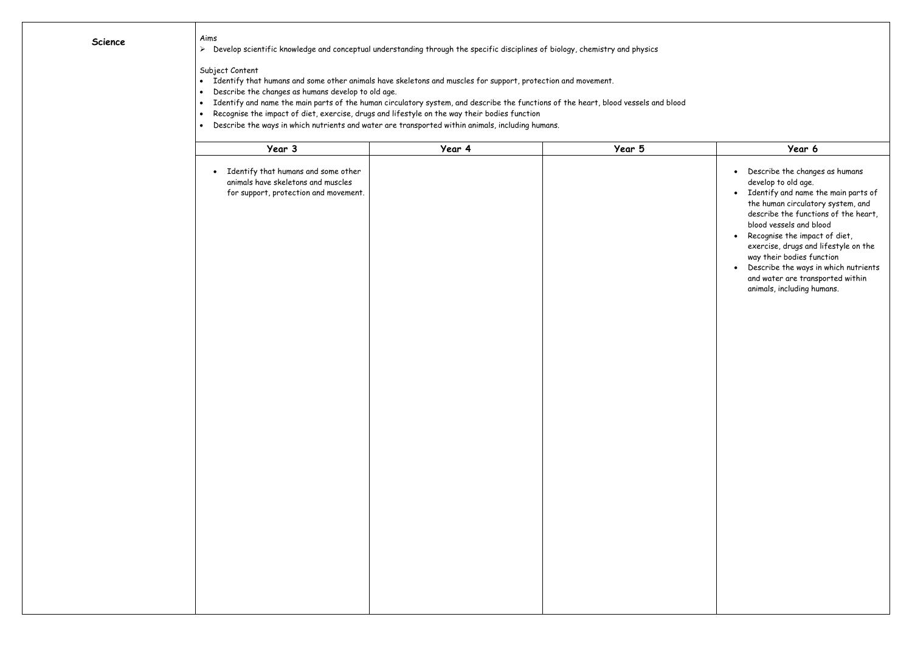**Science**

Aims

- Develop scientific knowledge and conceptual understanding through the specific disciplines of biology, chemistry and physics

Subject Content

- Identify that humans and some other animals have skeletons and muscles for support, protection and movement.
- Describe the changes as humans develop to old age.
- Identify and name the main parts of the human circulatory system, and describe the functions of the heart, blood vessels and blood
- Recognise the impact of diet, exercise, drugs and lifestyle on the way their bodies function
- Describe the ways in which nutrients and water are transported within animals, including humans.

| Year 3 | Year 4 | Year 5 | Year 6 |
| --- | --- | --- | --- |
| • Identify that humans and some other animals have skeletons and muscles for support, protection and movement. | | | • Describe the changes as humans develop to old age.<br>• Identify and name the main parts of the human circulatory system, and describe the functions of the heart, blood vessels and blood<br>• Recognise the impact of diet, exercise, drugs and lifestyle on the way their bodies function<br>• Describe the ways in which nutrients and water are transported within animals, including humans. |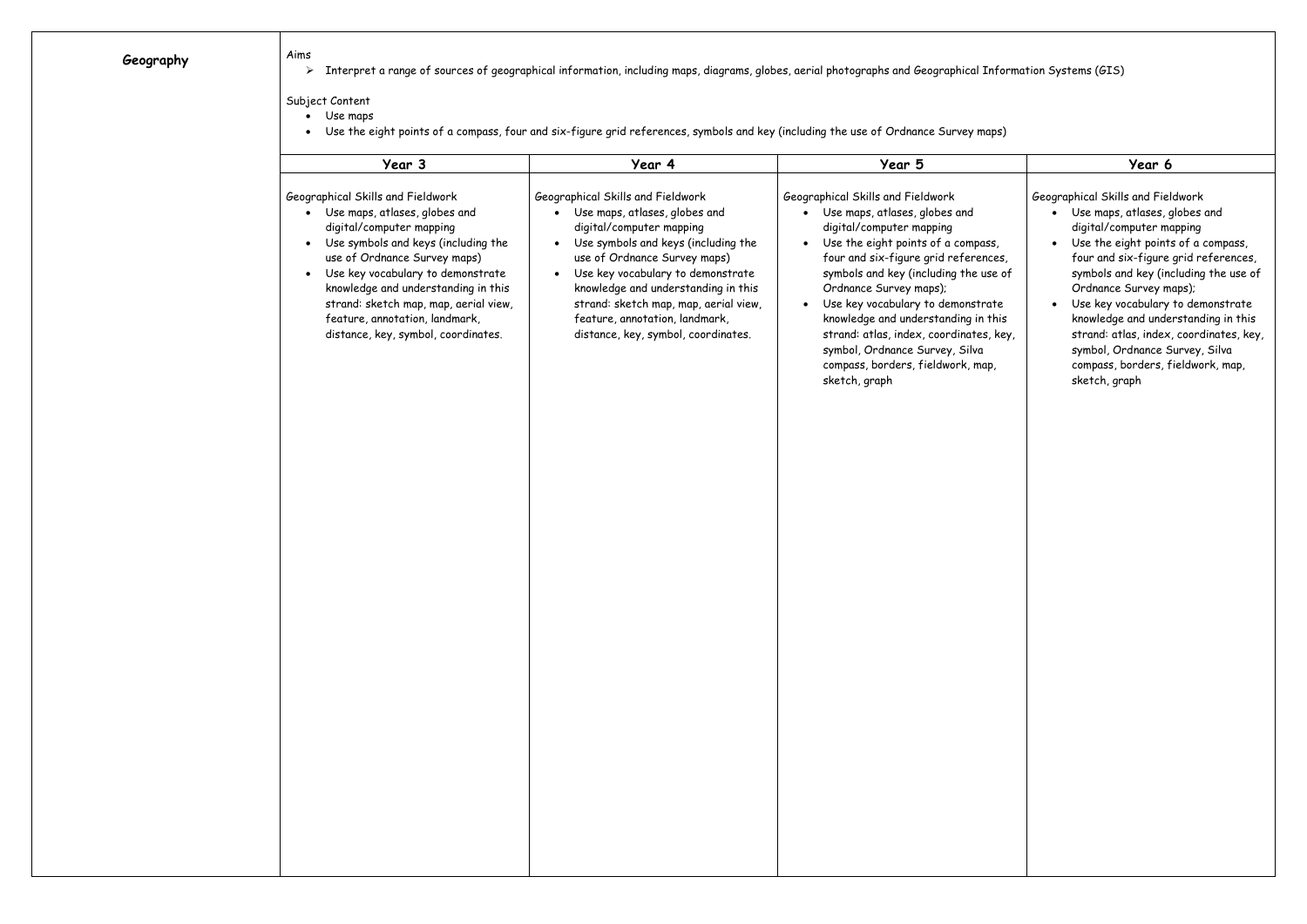**Geography**

Aims

- Interpret a range of sources of geographical information, including maps, diagrams, globes, aerial photographs and Geographical Information Systems (GIS)

Subject Content

- Use maps
- Use the eight points of a compass, four and six-figure grid references, symbols and key (including the use of Ordnance Survey maps)

| Year 3 | Year 4 | Year 5 | Year 6 |
|---|---|---|---|
| Geographical Skills and Fieldwork<br>• Use maps, atlases, globes and digital/computer mapping<br>• Use symbols and keys (including the use of Ordnance Survey maps)<br>• Use key vocabulary to demonstrate knowledge and understanding in this strand: sketch map, map, aerial view, feature, annotation, landmark, distance, key, symbol, coordinates. | Geographical Skills and Fieldwork<br>• Use maps, atlases, globes and digital/computer mapping<br>• Use symbols and keys (including the use of Ordnance Survey maps)<br>• Use key vocabulary to demonstrate knowledge and understanding in this strand: sketch map, map, aerial view, feature, annotation, landmark, distance, key, symbol, coordinates. | Geographical Skills and Fieldwork<br>• Use maps, atlases, globes and digital/computer mapping<br>• Use the eight points of a compass, four and six-figure grid references, symbols and key (including the use of Ordnance Survey maps);<br>• Use key vocabulary to demonstrate knowledge and understanding in this strand: atlas, index, coordinates, key, symbol, Ordnance Survey, Silva compass, borders, fieldwork, map, sketch, graph | Geographical Skills and Fieldwork<br>• Use maps, atlases, globes and digital/computer mapping<br>• Use the eight points of a compass, four and six-figure grid references, symbols and key (including the use of Ordnance Survey maps);<br>• Use key vocabulary to demonstrate knowledge and understanding in this strand: atlas, index, coordinates, key, symbol, Ordnance Survey, Silva compass, borders, fieldwork, map, sketch, graph |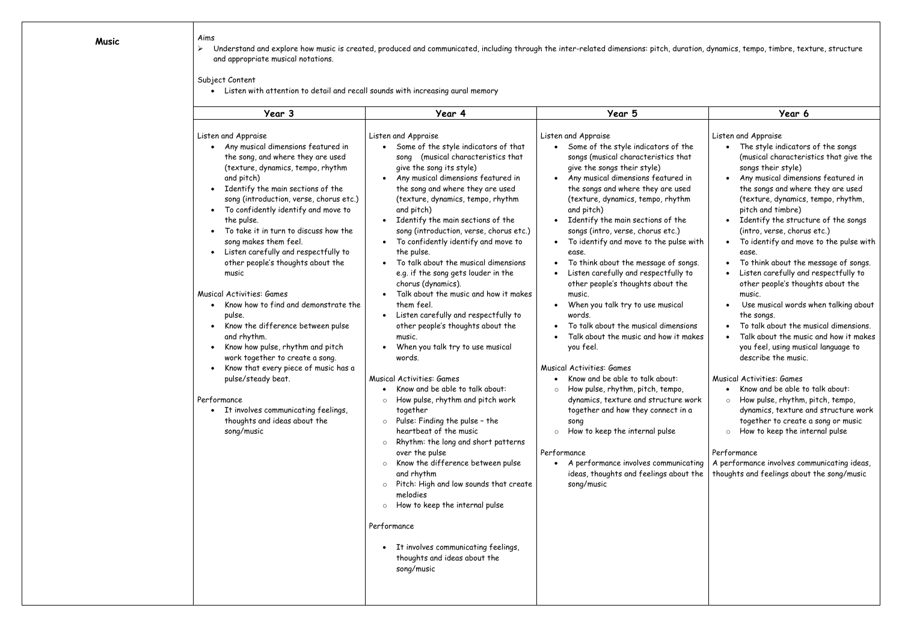**Music**

Aims

- Understand and explore how music is created, produced and communicated, including through the inter-related dimensions: pitch, duration, dynamics, tempo, timbre, texture, structure and appropriate musical notations.

Subject Content

- Listen with attention to detail and recall sounds with increasing aural memory

| Year 3 | Year 4 | Year 5 | Year 6 |
| --- | --- | --- | --- |
| Listen and Appraise<br>• Any musical dimensions featured in the song, and where they are used (texture, dynamics, tempo, rhythm and pitch)<br>• Identify the main sections of the song (introduction, verse, chorus etc.)<br>• To confidently identify and move to the pulse.<br>• To take it in turn to discuss how the song makes them feel.<br>• Listen carefully and respectfully to other people's thoughts about the music<br><br>Musical Activities: Games<br>• Know how to find and demonstrate the pulse.<br>• Know the difference between pulse and rhythm.<br>• Know how pulse, rhythm and pitch work together to create a song.<br>• Know that every piece of music has a pulse/steady beat.<br><br>Performance<br>• It involves communicating feelings, thoughts and ideas about the song/music | Listen and Appraise<br>• Some of the style indicators of that song (musical characteristics that give the song its style)<br>• Any musical dimensions featured in the song and where they are used (texture, dynamics, tempo, rhythm and pitch)<br>• Identify the main sections of the song (introduction, verse, chorus etc.)<br>• To confidently identify and move to the pulse.<br>• To talk about the musical dimensions e.g. if the song gets louder in the chorus (dynamics).<br>• Talk about the music and how it makes them feel.<br>• Listen carefully and respectfully to other people's thoughts about the music.<br>• When you talk try to use musical words.<br><br>Musical Activities: Games<br>• Know and be able to talk about:<br>○ How pulse, rhythm and pitch work together<br>○ Pulse: Finding the pulse – the heartbeat of the music<br>○ Rhythm: the long and short patterns over the pulse<br>○ Know the difference between pulse and rhythm<br>○ Pitch: High and low sounds that create melodies<br>○ How to keep the internal pulse<br><br>Performance<br>• It involves communicating feelings, thoughts and ideas about the song/music | Listen and Appraise<br>• Some of the style indicators of the songs (musical characteristics that give the songs their style)<br>• Any musical dimensions featured in the songs and where they are used (texture, dynamics, tempo, rhythm and pitch)<br>• Identify the main sections of the songs (intro, verse, chorus etc.)<br>• To identify and move to the pulse with ease.<br>• To think about the message of songs.<br>• Listen carefully and respectfully to other people's thoughts about the music.<br>• When you talk try to use musical words.<br>• To talk about the musical dimensions<br>• Talk about the music and how it makes you feel.<br><br>Musical Activities: Games<br>• Know and be able to talk about:<br>○ How pulse, rhythm, pitch, tempo, dynamics, texture and structure work together and how they connect in a song<br>○ How to keep the internal pulse<br><br>Performance<br>• A performance involves communicating ideas, thoughts and feelings about the song/music | Listen and Appraise<br>• The style indicators of the songs (musical characteristics that give the songs their style)<br>• Any musical dimensions featured in the songs and where they are used (texture, dynamics, tempo, rhythm, pitch and timbre)<br>• Identify the structure of the songs (intro, verse, chorus etc.)<br>• To identify and move to the pulse with ease.<br>• To think about the message of songs.<br>• Listen carefully and respectfully to other people's thoughts about the music.<br>• Use musical words when talking about the songs.<br>• To talk about the musical dimensions.<br>• Talk about the music and how it makes you feel, using musical language to describe the music.<br><br>Musical Activities: Games<br>• Know and be able to talk about:<br>○ How pulse, rhythm, pitch, tempo, dynamics, texture and structure work together to create a song or music<br>○ How to keep the internal pulse<br><br>Performance<br>A performance involves communicating ideas, thoughts and feelings about the song/music |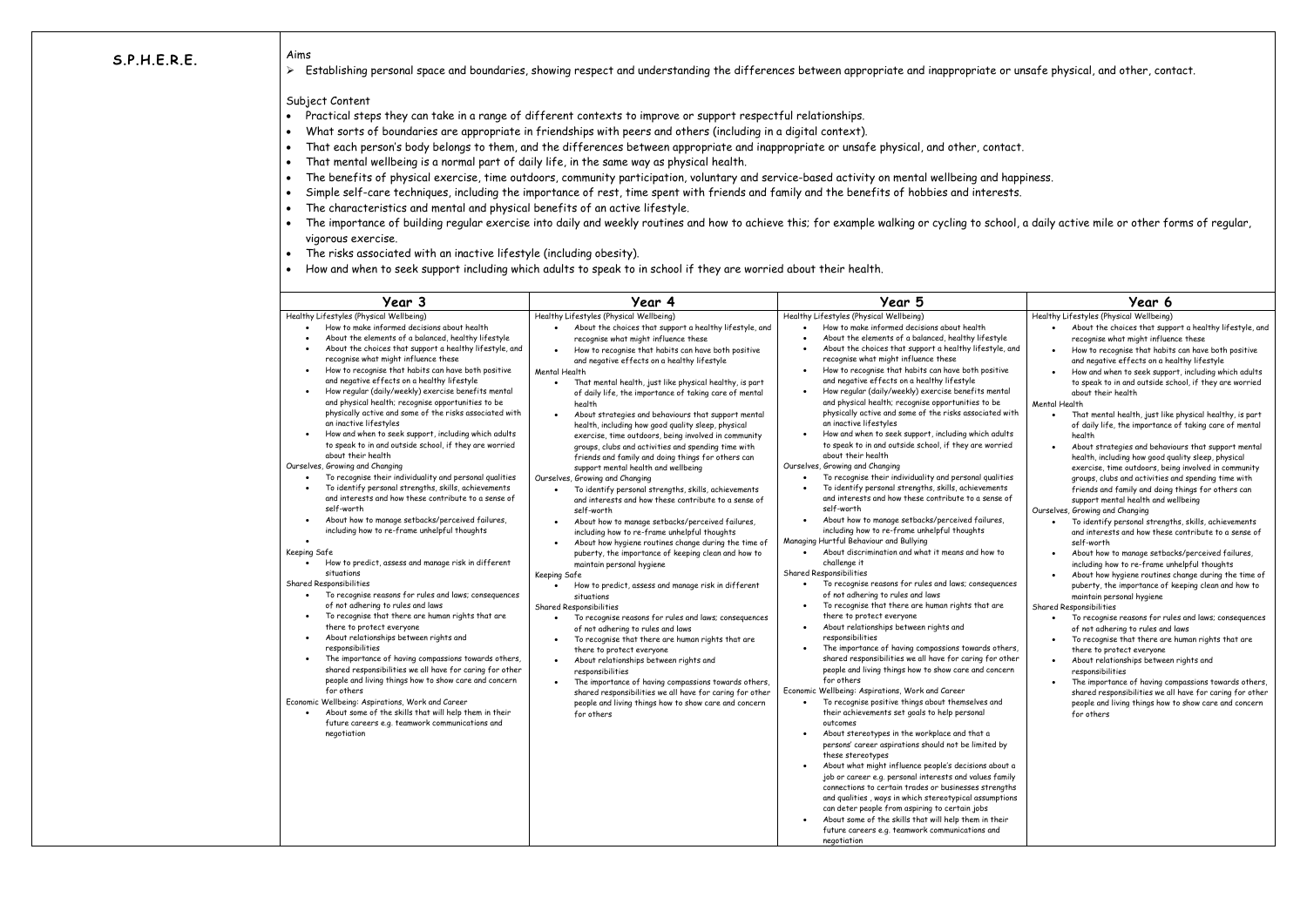# S.P.H.E.R.E.

Aims

➢ Establishing personal space and boundaries, showing respect and understanding the differences between appropriate and inappropriate or unsafe physical, and other, contact.

Subject Content

- Practical steps they can take in a range of different contexts to improve or support respectful relationships.
- What sorts of boundaries are appropriate in friendships with peers and others (including in a digital context).
- That each person's body belongs to them, and the differences between appropriate and inappropriate or unsafe physical, and other, contact.
- That mental wellbeing is a normal part of daily life, in the same way as physical health.
- The benefits of physical exercise, time outdoors, community participation, voluntary and service-based activity on mental wellbeing and happiness.
- Simple self-care techniques, including the importance of rest, time spent with friends and family and the benefits of hobbies and interests.
- The characteristics and mental and physical benefits of an active lifestyle.
- The importance of building regular exercise into daily and weekly routines and how to achieve this; for example walking or cycling to school, a daily active mile or other forms of regular, vigorous exercise.
- The risks associated with an inactive lifestyle (including obesity).
- How and when to seek support including which adults to speak to in school if they are worried about their health.

| Year 3 | Year 4 | Year 5 | Year 6 |
|---|---|---|---|
| Healthy Lifestyles (Physical Wellbeing)<br>• How to make informed decisions about health<br>• About the elements of a balanced, healthy lifestyle<br>• About the choices that support a healthy lifestyle, and recognise what might influence these<br>• How to recognise that habits can have both positive and negative effects on a healthy lifestyle<br>• How regular (daily/weekly) exercise benefits mental and physical health; recognise opportunities to be physically active and some of the risks associated with an inactive lifestyles<br>• How and when to seek support, including which adults to speak to in and outside school, if they are worried about their health<br>Ourselves, Growing and Changing<br>• To recognise their individuality and personal qualities<br>• To identify personal strengths, skills, achievements and interests and how these contribute to a sense of self-worth<br>• About how to manage setbacks/perceived failures, including how to re-frame unhelpful thoughts<br>•<br>Keeping Safe<br>• How to predict, assess and manage risk in different situations<br>Shared Responsibilities<br>• To recognise reasons for rules and laws; consequences of not adhering to rules and laws<br>• To recognise that there are human rights that are there to protect everyone<br>• About relationships between rights and responsibilities<br>• The importance of having compassions towards others, shared responsibilities we all have for caring for other people and living things how to show care and concern for others<br>Economic Wellbeing: Aspirations, Work and Career<br>• About some of the skills that will help them in their future careers e.g. teamwork communications and negotiation | Healthy Lifestyles (Physical Wellbeing)<br>• About the choices that support a healthy lifestyle, and recognise what might influence these<br>• How to recognise that habits can have both positive and negative effects on a healthy lifestyle<br>Mental Health<br>• That mental health, just like physical healthy, is part of daily life, the importance of taking care of mental health<br>• About strategies and behaviours that support mental health, including how good quality sleep, physical exercise, time outdoors, being involved in community groups, clubs and activities and spending time with friends and family and doing things for others can support mental health and wellbeing<br>Ourselves, Growing and Changing<br>• To identify personal strengths, skills, achievements and interests and how these contribute to a sense of self-worth<br>• About how to manage setbacks/perceived failures, including how to re-frame unhelpful thoughts<br>• About how hygiene routines change during the time of puberty, the importance of keeping clean and how to maintain personal hygiene<br>Keeping Safe<br>• How to predict, assess and manage risk in different situations<br>Shared Responsibilities<br>• To recognise reasons for rules and laws; consequences of not adhering to rules and laws<br>• To recognise that there are human rights that are there to protect everyone<br>• About relationships between rights and responsibilities<br>• The importance of having compassions towards others, shared responsibilities we all have for caring for other people and living things how to show care and concern for others | Healthy Lifestyles (Physical Wellbeing)<br>• How to make informed decisions about health<br>• About the elements of a balanced, healthy lifestyle<br>• About the choices that support a healthy lifestyle, and recognise what might influence these<br>• How to recognise that habits can have both positive and negative effects on a healthy lifestyle<br>• How regular (daily/weekly) exercise benefits mental and physical health; recognise opportunities to be physically active and some of the risks associated with an inactive lifestyles<br>• How and when to seek support, including which adults to speak to in and outside school, if they are worried about their health<br>Ourselves, Growing and Changing<br>• To recognise their individuality and personal qualities<br>• To identify personal strengths, skills, achievements and interests and how these contribute to a sense of self-worth<br>• About how to manage setbacks/perceived failures, including how to re-frame unhelpful thoughts<br>Managing Hurtful Behaviour and Bullying<br>• About discrimination and what it means and how to challenge it<br>Shared Responsibilities<br>• To recognise reasons for rules and laws; consequences of not adhering to rules and laws<br>• To recognise that there are human rights that are there to protect everyone<br>• About relationships between rights and responsibilities<br>• The importance of having compassions towards others, shared responsibilities we all have for caring for other people and living things how to show care and concern for others<br>Economic Wellbeing: Aspirations, Work and Career<br>• To recognise positive things about themselves and their achievements set goals to help personal outcomes<br>• About stereotypes in the workplace and that a persons' career aspirations should not be limited by these stereotypes<br>• About what might influence people's decisions about a job or career e.g. personal interests and values family connections to certain trades or businesses strengths and qualities , ways in which stereotypical assumptions can deter people from aspiring to certain jobs<br>• About some of the skills that will help them in their future careers e.g. teamwork communications and negotiation | Healthy Lifestyles (Physical Wellbeing)<br>• About the choices that support a healthy lifestyle, and recognise what might influence these<br>• How to recognise that habits can have both positive and negative effects on a healthy lifestyle<br>• How and when to seek support, including which adults to speak to in and outside school, if they are worried about their health<br>Mental Health<br>• That mental health, just like physical healthy, is part of daily life, the importance of taking care of mental health<br>• About strategies and behaviours that support mental health, including how good quality sleep, physical exercise, time outdoors, being involved in community groups, clubs and activities and spending time with friends and family and doing things for others can support mental health and wellbeing<br>Ourselves, Growing and Changing<br>• To identify personal strengths, skills, achievements and interests and how these contribute to a sense of self-worth<br>• About how to manage setbacks/perceived failures, including how to re-frame unhelpful thoughts<br>• About how hygiene routines change during the time of puberty, the importance of keeping clean and how to maintain personal hygiene<br>Shared Responsibilities<br>• To recognise reasons for rules and laws; consequences of not adhering to rules and laws<br>• To recognise that there are human rights that are there to protect everyone<br>• About relationships between rights and responsibilities<br>• The importance of having compassions towards others, shared responsibilities we all have for caring for other people and living things how to show care and concern for others |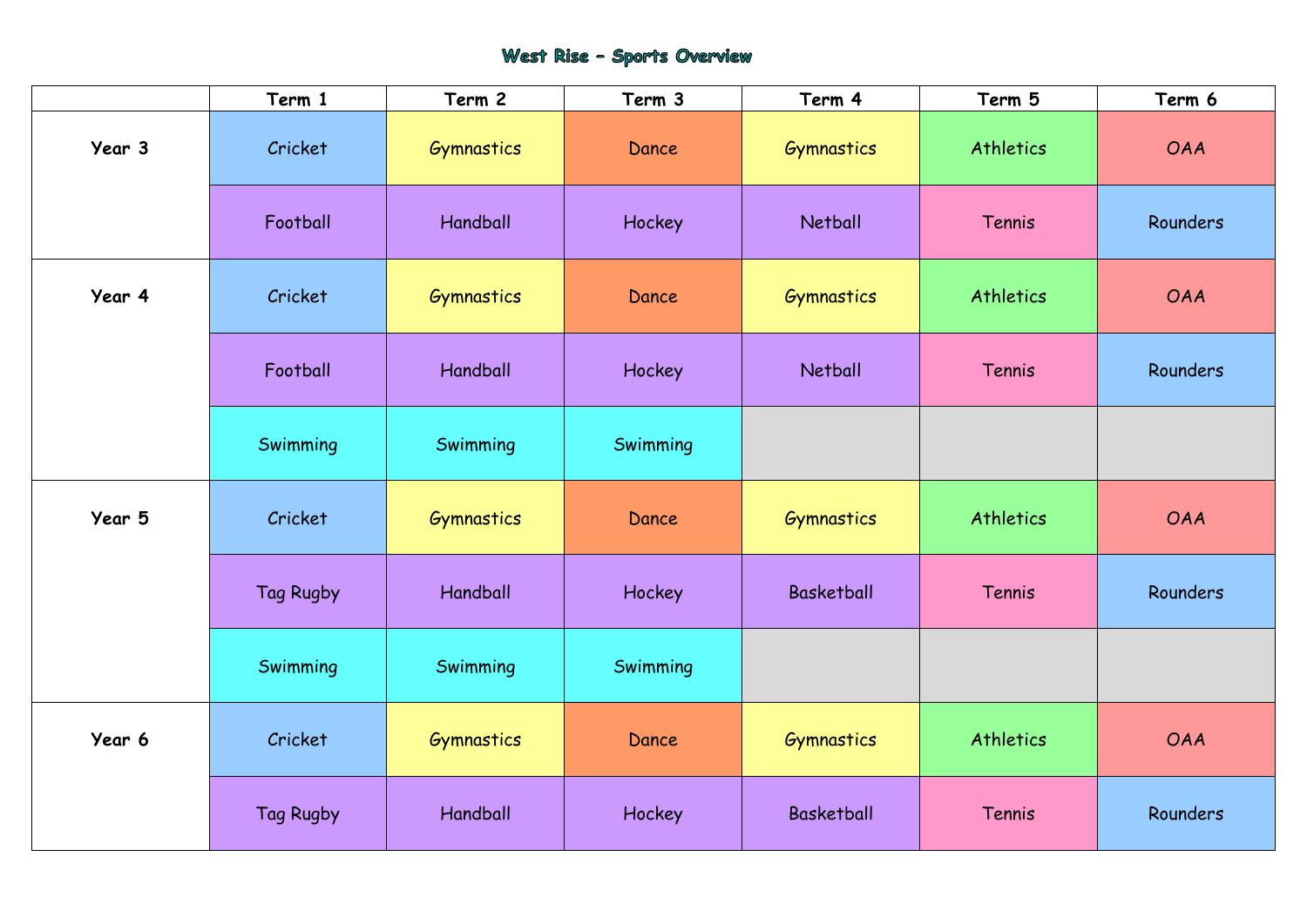# West Rise – Sports Overview

| | Term 1 | Term 2 | Term 3 | Term 4 | Term 5 | Term 6 |
|---|---|---|---|---|---|---|
| **Year 3** | Cricket | Gymnastics | Dance | Gymnastics | Athletics | OAA |
| | Football | Handball | Hockey | Netball | Tennis | Rounders |
| **Year 4** | Cricket | Gymnastics | Dance | Gymnastics | Athletics | OAA |
| | Football | Handball | Hockey | Netball | Tennis | Rounders |
| | Swimming | Swimming | Swimming | | | |
| **Year 5** | Cricket | Gymnastics | Dance | Gymnastics | Athletics | OAA |
| | Tag Rugby | Handball | Hockey | Basketball | Tennis | Rounders |
| | Swimming | Swimming | Swimming | | | |
| **Year 6** | Cricket | Gymnastics | Dance | Gymnastics | Athletics | OAA |
| | Tag Rugby | Handball | Hockey | Basketball | Tennis | Rounders |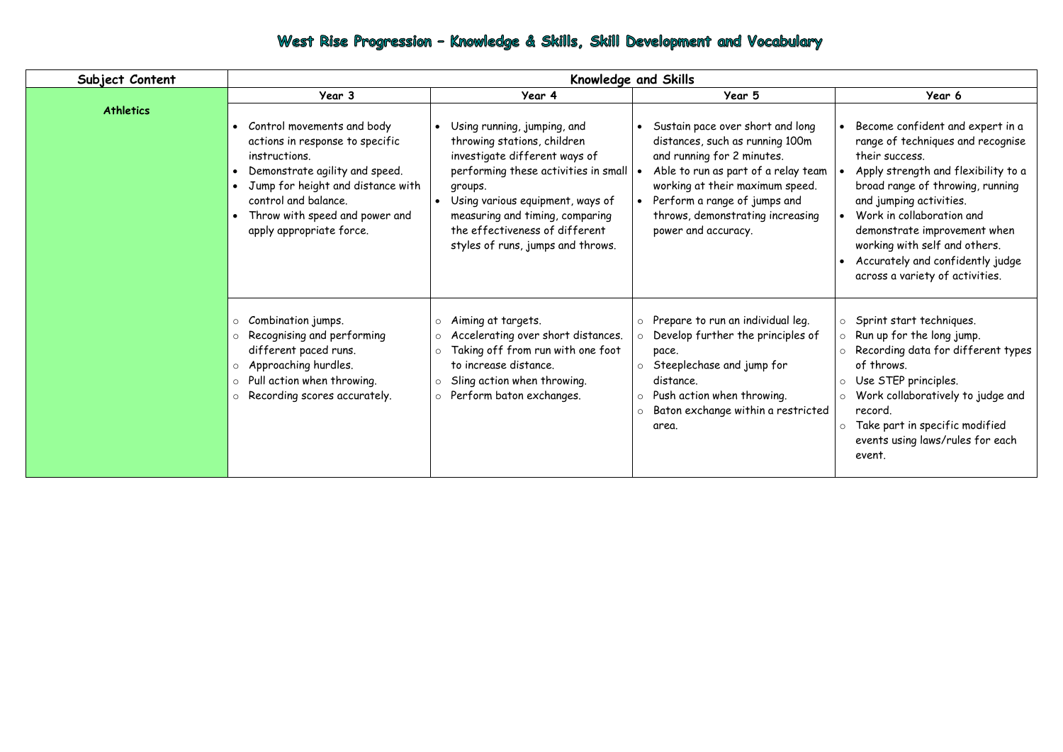# West Rise Progression – Knowledge & Skills, Skill Development and Vocabulary

| Subject Content | Knowledge and Skills | | | |
|---|---|---|---|---|
| | Year 3 | Year 4 | Year 5 | Year 6 |
| **Athletics** | • Control movements and body actions in response to specific instructions.<br>• Demonstrate agility and speed.<br>• Jump for height and distance with control and balance.<br>• Throw with speed and power and apply appropriate force. | • Using running, jumping, and throwing stations, children investigate different ways of performing these activities in small groups.<br>• Using various equipment, ways of measuring and timing, comparing the effectiveness of different styles of runs, jumps and throws. | • Sustain pace over short and long distances, such as running 100m and running for 2 minutes.<br>• Able to run as part of a relay team working at their maximum speed.<br>• Perform a range of jumps and throws, demonstrating increasing power and accuracy. | • Become confident and expert in a range of techniques and recognise their success.<br>• Apply strength and flexibility to a broad range of throwing, running and jumping activities.<br>• Work in collaboration and demonstrate improvement when working with self and others.<br>• Accurately and confidently judge across a variety of activities. |
| | ○ Combination jumps.<br>○ Recognising and performing different paced runs.<br>○ Approaching hurdles.<br>○ Pull action when throwing.<br>○ Recording scores accurately. | ○ Aiming at targets.<br>○ Accelerating over short distances.<br>○ Taking off from run with one foot to increase distance.<br>○ Sling action when throwing.<br>○ Perform baton exchanges. | ○ Prepare to run an individual leg.<br>○ Develop further the principles of pace.<br>○ Steeplechase and jump for distance.<br>○ Push action when throwing.<br>○ Baton exchange within a restricted area. | ○ Sprint start techniques.<br>○ Run up for the long jump.<br>○ Recording data for different types of throws.<br>○ Use STEP principles.<br>○ Work collaboratively to judge and record.<br>○ Take part in specific modified events using laws/rules for each event. |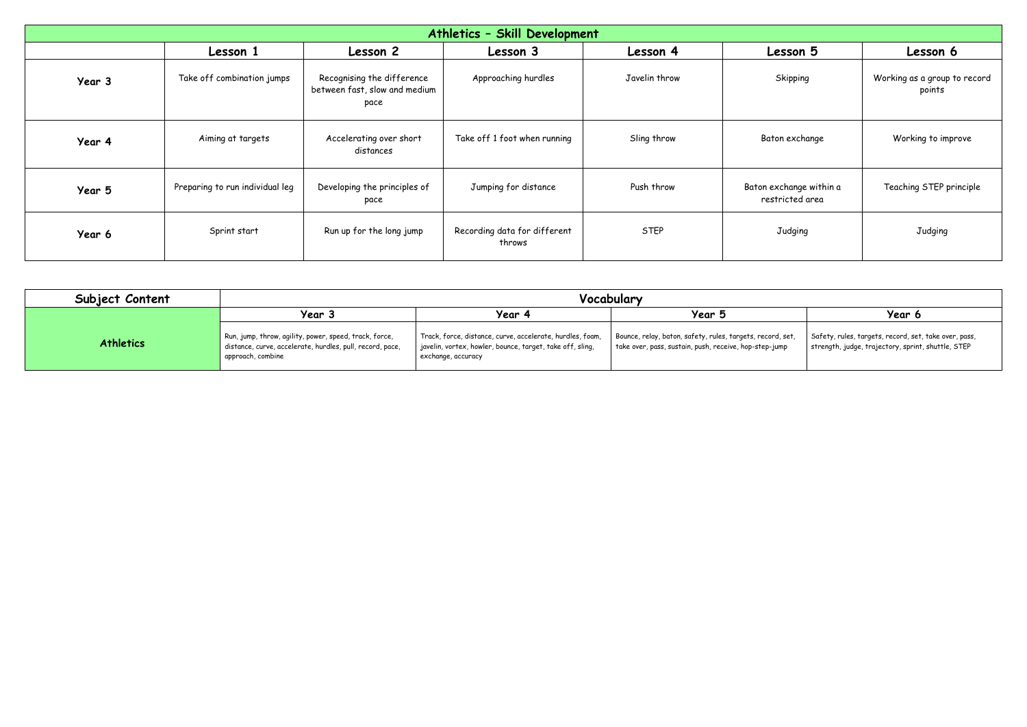## Athletics – Skill Development

| | Lesson 1 | Lesson 2 | Lesson 3 | Lesson 4 | Lesson 5 | Lesson 6 |
|---|---|---|---|---|---|---|
| **Year 3** | Take off combination jumps | Recognising the difference between fast, slow and medium pace | Approaching hurdles | Javelin throw | Skipping | Working as a group to record points |
| **Year 4** | Aiming at targets | Accelerating over short distances | Take off 1 foot when running | Sling throw | Baton exchange | Working to improve |
| **Year 5** | Preparing to run individual leg | Developing the principles of pace | Jumping for distance | Push throw | Baton exchange within a restricted area | Teaching STEP principle |
| **Year 6** | Sprint start | Run up for the long jump | Recording data for different throws | STEP | Judging | Judging |

| Subject Content | Vocabulary | | | |
|---|---|---|---|---|
| | **Year 3** | **Year 4** | **Year 5** | **Year 6** |
| **Athletics** | Run, jump, throw, agility, power, speed, track, force, distance, curve, accelerate, hurdles, pull, record, pace, approach, combine | Track, force, distance, curve, accelerate, hurdles, foam, javelin, vortex, howler, bounce, target, take off, sling, exchange, accuracy | Bounce, relay, baton, safety, rules, targets, record, set, take over, pass, sustain, push, receive, hop-step-jump | Safety, rules, targets, record, set, take over, pass, strength, judge, trajectory, sprint, shuttle, STEP |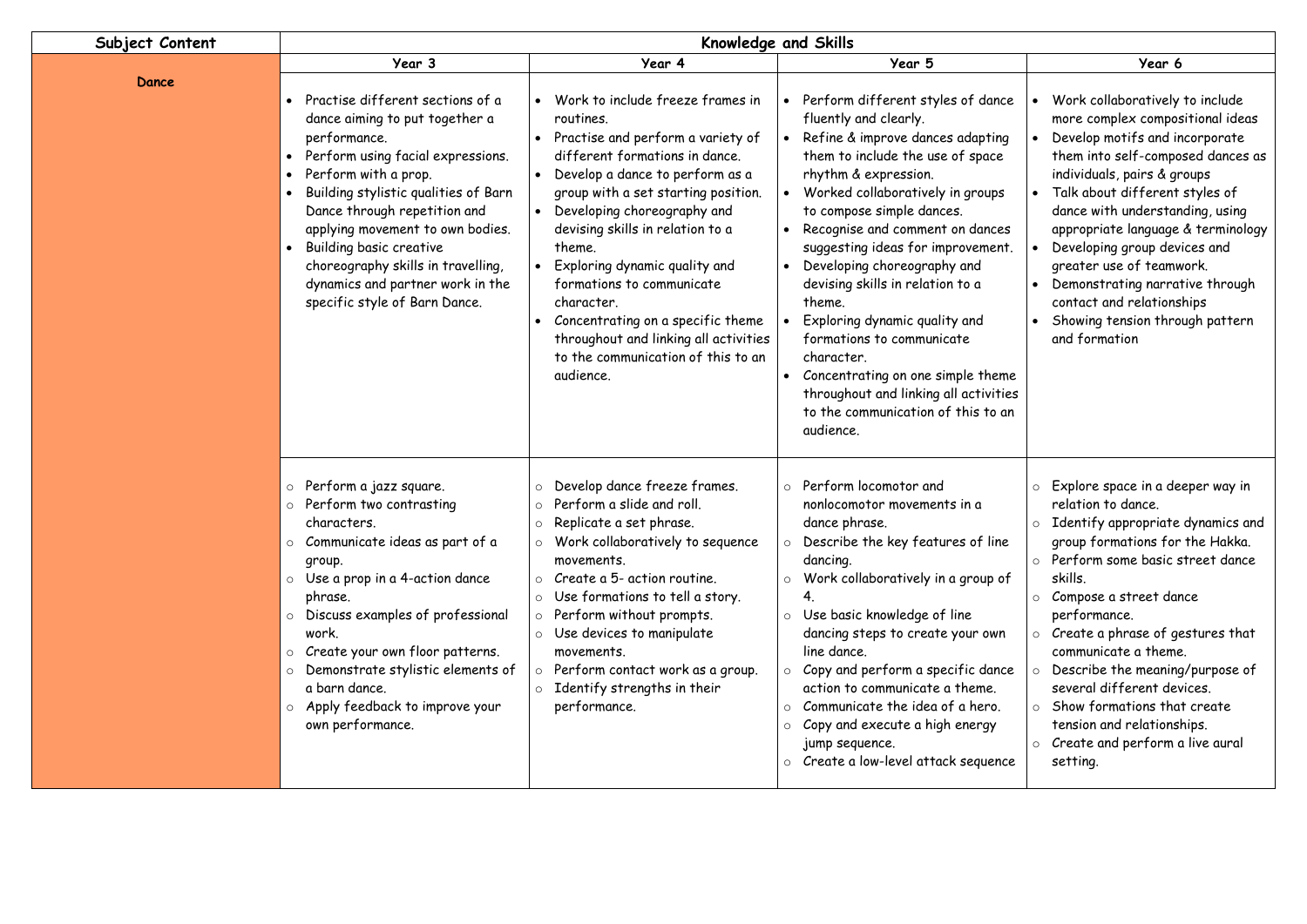| Subject Content | Knowledge and Skills | | | |
|---|---|---|---|---|
| | Year 3 | Year 4 | Year 5 | Year 6 |
| **Dance** | • Practise different sections of a dance aiming to put together a performance.<br>• Perform using facial expressions.<br>• Perform with a prop.<br>• Building stylistic qualities of Barn Dance through repetition and applying movement to own bodies.<br>• Building basic creative choreography skills in travelling, dynamics and partner work in the specific style of Barn Dance. | • Work to include freeze frames in routines.<br>• Practise and perform a variety of different formations in dance.<br>• Develop a dance to perform as a group with a set starting position.<br>• Developing choreography and devising skills in relation to a theme.<br>• Exploring dynamic quality and formations to communicate character.<br>• Concentrating on a specific theme throughout and linking all activities to the communication of this to an audience. | • Perform different styles of dance fluently and clearly.<br>• Refine & improve dances adapting them to include the use of space rhythm & expression.<br>• Worked collaboratively in groups to compose simple dances.<br>• Recognise and comment on dances suggesting ideas for improvement.<br>• Developing choreography and devising skills in relation to a theme.<br>• Exploring dynamic quality and formations to communicate character.<br>• Concentrating on one simple theme throughout and linking all activities to the communication of this to an audience. | • Work collaboratively to include more complex compositional ideas<br>• Develop motifs and incorporate them into self-composed dances as individuals, pairs & groups<br>• Talk about different styles of dance with understanding, using appropriate language & terminology<br>• Developing group devices and greater use of teamwork.<br>• Demonstrating narrative through contact and relationships<br>• Showing tension through pattern and formation |
| | ○ Perform a jazz square.<br>○ Perform two contrasting characters.<br>○ Communicate ideas as part of a group.<br>○ Use a prop in a 4-action dance phrase.<br>○ Discuss examples of professional work.<br>○ Create your own floor patterns.<br>○ Demonstrate stylistic elements of a barn dance.<br>○ Apply feedback to improve your own performance. | ○ Develop dance freeze frames.<br>○ Perform a slide and roll.<br>○ Replicate a set phrase.<br>○ Work collaboratively to sequence movements.<br>○ Create a 5- action routine.<br>○ Use formations to tell a story.<br>○ Perform without prompts.<br>○ Use devices to manipulate movements.<br>○ Perform contact work as a group.<br>○ Identify strengths in their performance. | ○ Perform locomotor and nonlocomotor movements in a dance phrase.<br>○ Describe the key features of line dancing.<br>○ Work collaboratively in a group of 4.<br>○ Use basic knowledge of line dancing steps to create your own line dance.<br>○ Copy and perform a specific dance action to communicate a theme.<br>○ Communicate the idea of a hero.<br>○ Copy and execute a high energy jump sequence.<br>○ Create a low-level attack sequence | ○ Explore space in a deeper way in relation to dance.<br>○ Identify appropriate dynamics and group formations for the Hakka.<br>○ Perform some basic street dance skills.<br>○ Compose a street dance performance.<br>○ Create a phrase of gestures that communicate a theme.<br>○ Describe the meaning/purpose of several different devices.<br>○ Show formations that create tension and relationships.<br>○ Create and perform a live aural setting. |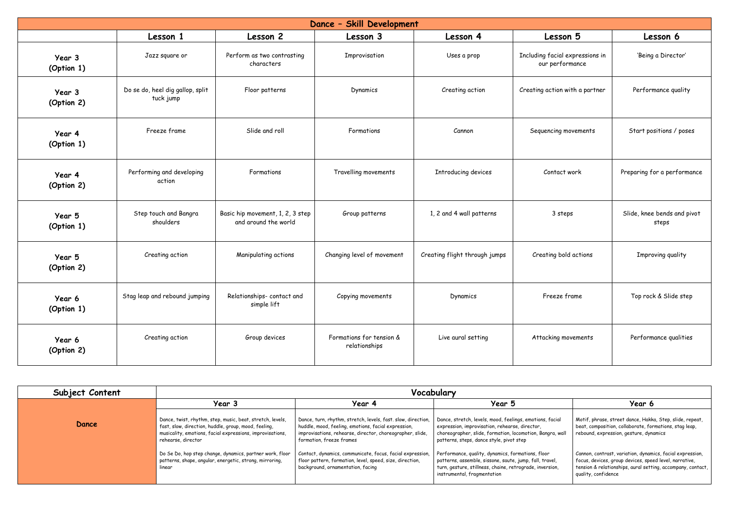| Dance – Skill Development | | | | | | |
|---|---|---|---|---|---|---|
| | **Lesson 1** | **Lesson 2** | **Lesson 3** | **Lesson 4** | **Lesson 5** | **Lesson 6** |
| **Year 3 (Option 1)** | Jazz square or | Perform as two contrasting characters | Improvisation | Uses a prop | Including facial expressions in our performance | 'Being a Director' |
| **Year 3 (Option 2)** | Do se do, heel dig gallop, split tuck jump | Floor patterns | Dynamics | Creating action | Creating action with a partner | Performance quality |
| **Year 4 (Option 1)** | Freeze frame | Slide and roll | Formations | Cannon | Sequencing movements | Start positions / poses |
| **Year 4 (Option 2)** | Performing and developing action | Formations | Travelling movements | Introducing devices | Contact work | Preparing for a performance |
| **Year 5 (Option 1)** | Step touch and Bangra shoulders | Basic hip movement, 1, 2, 3 step and around the world | Group patterns | 1, 2 and 4 wall patterns | 3 steps | Slide, knee bends and pivot steps |
| **Year 5 (Option 2)** | Creating action | Manipulating actions | Changing level of movement | Creating flight through jumps | Creating bold actions | Improving quality |
| **Year 6 (Option 1)** | Stag leap and rebound jumping | Relationships- contact and simple lift | Copying movements | Dynamics | Freeze frame | Top rock & Slide step |
| **Year 6 (Option 2)** | Creating action | Group devices | Formations for tension & relationships | Live aural setting | Attacking movements | Performance qualities |

| **Subject Content** | **Vocabulary** | | | |
|---|---|---|---|---|
| | **Year 3** | **Year 4** | **Year 5** | **Year 6** |
| **Dance** | Dance, twist, rhythm, step, music, beat, stretch, levels, fast, slow, direction, huddle, group, mood, feeling, musicality, emotions, facial expressions, improvisations, rehearse, director<br><br>Do Se Do, hop step change, dynamics, partner work, floor patterns, shape, angular, energetic, strong, mirroring, linear | Dance, turn, rhythm, stretch, levels, fast. slow, direction, huddle, mood, feeling, emotions, facial expression, improvisations, rehearse, director, choreographer, slide, formation, freeze frames<br><br>Contact, dynamics, communicate, focus, facial expression, floor pattern, formation, level, speed, size, direction, background, ornamentation, facing | Dance, stretch, levels, mood, feelings, emotions, facial expression, improvisation, rehearse, director, choreographer, slide, formation, locomotion, Bangra, wall patterns, steps, dance style, pivot step<br><br>Performance, quality, dynamics, formations, floor patterns, assemble, sissone, saute, jump, fall, travel, turn, gesture, stillness, chaine, retrograde, inversion, instrumental, fragmentation | Motif, phrase, street dance, Hakka, Step, slide, repeat, beat, composition, collaborate, formations, stag leap, rebound, expression, gesture, dynamics<br><br>Cannon, contrast, variation, dynamics, facial expression, focus, devices, group devices, speed level, narrative, tension & relationships, aural setting, accompany, contact, quality, confidence |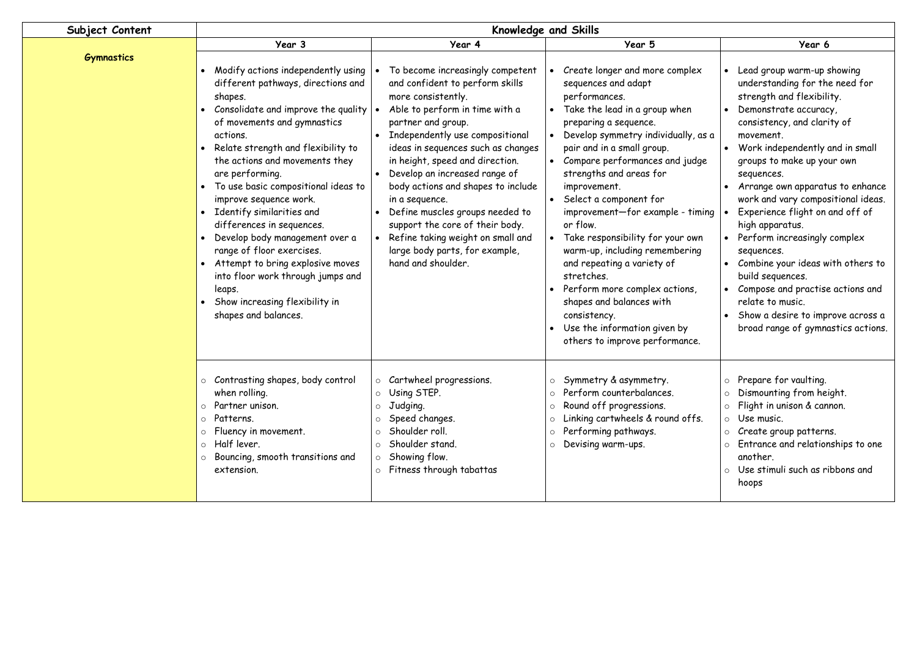| Subject Content | Knowledge and Skills | | | |
|---|---|---|---|---|
| | Year 3 | Year 4 | Year 5 | Year 6 |
| **Gymnastics** | • Modify actions independently using different pathways, directions and shapes.<br>• Consolidate and improve the quality of movements and gymnastics actions.<br>• Relate strength and flexibility to the actions and movements they are performing.<br>• To use basic compositional ideas to improve sequence work.<br>• Identify similarities and differences in sequences.<br>• Develop body management over a range of floor exercises.<br>• Attempt to bring explosive moves into floor work through jumps and leaps.<br>• Show increasing flexibility in shapes and balances. | • To become increasingly competent and confident to perform skills more consistently.<br>• Able to perform in time with a partner and group.<br>• Independently use compositional ideas in sequences such as changes in height, speed and direction.<br>• Develop an increased range of body actions and shapes to include in a sequence.<br>• Define muscles groups needed to support the core of their body.<br>• Refine taking weight on small and large body parts, for example, hand and shoulder. | • Create longer and more complex sequences and adapt performances.<br>• Take the lead in a group when preparing a sequence.<br>• Develop symmetry individually, as a pair and in a small group.<br>• Compare performances and judge strengths and areas for improvement.<br>• Select a component for improvement—for example - timing or flow.<br>• Take responsibility for your own warm-up, including remembering and repeating a variety of stretches.<br>• Perform more complex actions, shapes and balances with consistency.<br>• Use the information given by others to improve performance. | • Lead group warm-up showing understanding for the need for strength and flexibility.<br>• Demonstrate accuracy, consistency, and clarity of movement.<br>• Work independently and in small groups to make up your own sequences.<br>• Arrange own apparatus to enhance work and vary compositional ideas.<br>• Experience flight on and off of high apparatus.<br>• Perform increasingly complex sequences.<br>• Combine your ideas with others to build sequences.<br>• Compose and practise actions and relate to music.<br>• Show a desire to improve across a broad range of gymnastics actions. |
| | ○ Contrasting shapes, body control when rolling.<br>○ Partner unison.<br>○ Patterns.<br>○ Fluency in movement.<br>○ Half lever.<br>○ Bouncing, smooth transitions and extension. | ○ Cartwheel progressions.<br>○ Using STEP.<br>○ Judging.<br>○ Speed changes.<br>○ Shoulder roll.<br>○ Shoulder stand.<br>○ Showing flow.<br>○ Fitness through tabattas | ○ Symmetry & asymmetry.<br>○ Perform counterbalances.<br>○ Round off progressions.<br>○ Linking cartwheels & round offs.<br>○ Performing pathways.<br>○ Devising warm-ups. | ○ Prepare for vaulting.<br>○ Dismounting from height.<br>○ Flight in unison & cannon.<br>○ Use music.<br>○ Create group patterns.<br>○ Entrance and relationships to one another.<br>○ Use stimuli such as ribbons and hoops |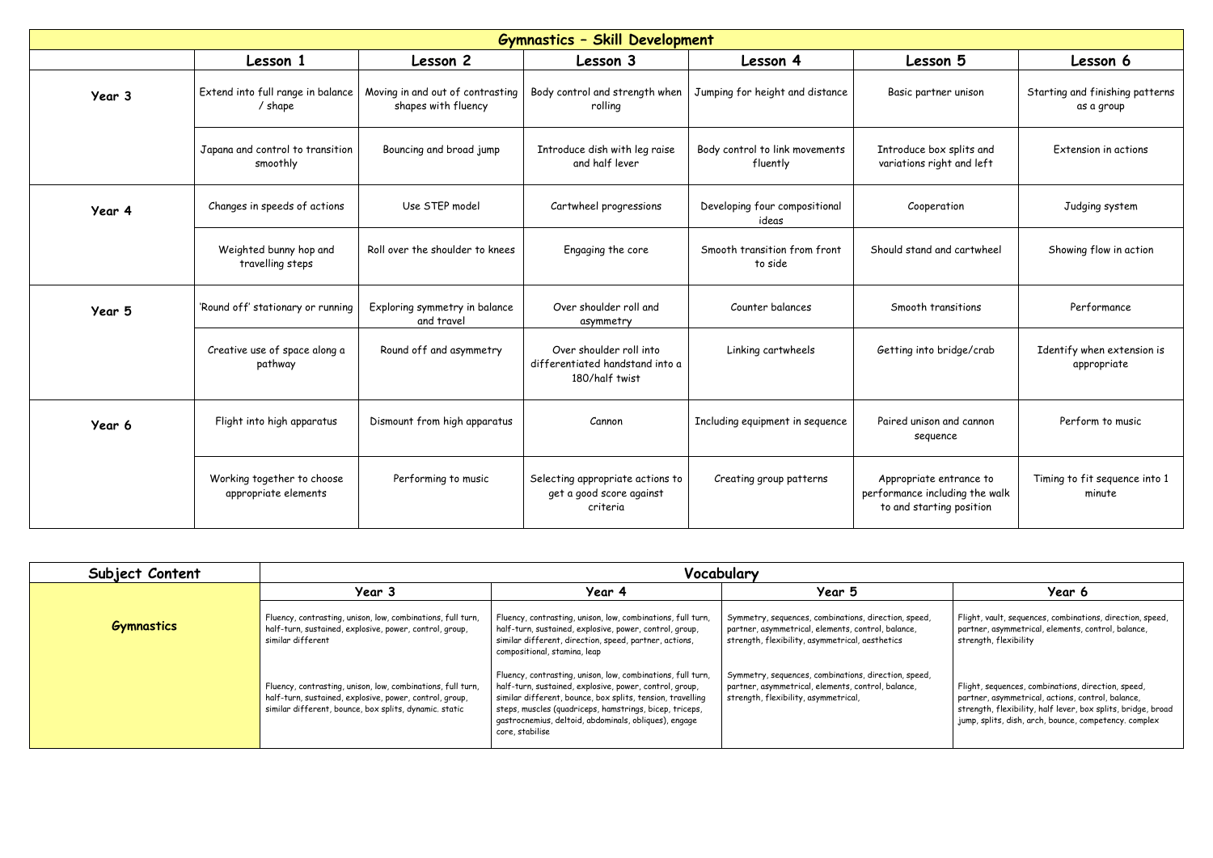| Gymnastics – Skill Development | | | | | | |
|---|---|---|---|---|---|---|
| | **Lesson 1** | **Lesson 2** | **Lesson 3** | **Lesson 4** | **Lesson 5** | **Lesson 6** |
| **Year 3** | Extend into full range in balance / shape | Moving in and out of contrasting shapes with fluency | Body control and strength when rolling | Jumping for height and distance | Basic partner unison | Starting and finishing patterns as a group |
| | Japana and control to transition smoothly | Bouncing and broad jump | Introduce dish with leg raise and half lever | Body control to link movements fluently | Introduce box splits and variations right and left | Extension in actions |
| **Year 4** | Changes in speeds of actions | Use STEP model | Cartwheel progressions | Developing four compositional ideas | Cooperation | Judging system |
| | Weighted bunny hop and travelling steps | Roll over the shoulder to knees | Engaging the core | Smooth transition from front to side | Should stand and cartwheel | Showing flow in action |
| **Year 5** | 'Round off' stationary or running | Exploring symmetry in balance and travel | Over shoulder roll and asymmetry | Counter balances | Smooth transitions | Performance |
| | Creative use of space along a pathway | Round off and asymmetry | Over shoulder roll into differentiated handstand into a 180/half twist | Linking cartwheels | Getting into bridge/crab | Identify when extension is appropriate |
| **Year 6** | Flight into high apparatus | Dismount from high apparatus | Cannon | Including equipment in sequence | Paired unison and cannon sequence | Perform to music |
| | Working together to choose appropriate elements | Performing to music | Selecting appropriate actions to get a good score against criteria | Creating group patterns | Appropriate entrance to performance including the walk to and starting position | Timing to fit sequence into 1 minute |

| **Subject Content** | **Vocabulary** | | | |
|---|---|---|---|---|
| | **Year 3** | **Year 4** | **Year 5** | **Year 6** |
| **Gymnastics** | Fluency, contrasting, unison, low, combinations, full turn, half-turn, sustained, explosive, power, control, group, similar different | Fluency, contrasting, unison, low, combinations, full turn, half-turn, sustained, explosive, power, control, group, similar different, direction, speed, partner, actions, compositional, stamina, leap | Symmetry, sequences, combinations, direction, speed, partner, asymmetrical, elements, control, balance, strength, flexibility, asymmetrical, aesthetics | Flight, vault, sequences, combinations, direction, speed, partner, asymmetrical, elements, control, balance, strength, flexibility |
| | Fluency, contrasting, unison, low, combinations, full turn, half-turn, sustained, explosive, power, control, group, similar different, bounce, box splits, dynamic. static | Fluency, contrasting, unison, low, combinations, full turn, half-turn, sustained, explosive, power, control, group, similar different, bounce, box splits, tension, travelling steps, muscles (quadriceps, hamstrings, bicep, triceps, gastrocnemius, deltoid, abdominals, obliques), engage core, stabilise | Symmetry, sequences, combinations, direction, speed, partner, asymmetrical, elements, control, balance, strength, flexibility, asymmetrical, | Flight, sequences, combinations, direction, speed, partner, asymmetrical, actions, control, balance, strength, flexibility, half lever, box splits, bridge, broad jump, splits, dish, arch, bounce, competency. complex |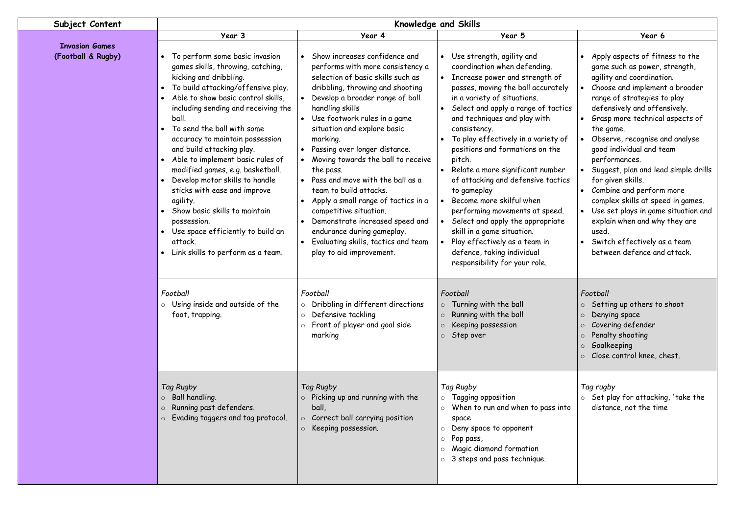| Subject Content | Knowledge and Skills | | | |
|---|---|---|---|---|
| | **Year 3** | **Year 4** | **Year 5** | **Year 6** |
| **Invasion Games (Football & Rugby)** | • To perform some basic invasion games skills, throwing, catching, kicking and dribbling.<br>• To build attacking/offensive play.<br>• Able to show basic control skills, including sending and receiving the ball.<br>• To send the ball with some accuracy to maintain possession and build attacking play.<br>• Able to implement basic rules of modified games, e.g. basketball.<br>• Develop motor skills to handle sticks with ease and improve agility.<br>• Show basic skills to maintain possession.<br>• Use space efficiently to build an attack.<br>• Link skills to perform as a team. | • Show increases confidence and performs with more consistency a selection of basic skills such as dribbling, throwing and shooting<br>• Develop a broader range of ball handling skills<br>• Use footwork rules in a game situation and explore basic marking.<br>• Passing over longer distance.<br>• Moving towards the ball to receive the pass.<br>• Pass and move with the ball as a team to build attacks.<br>• Apply a small range of tactics in a competitive situation.<br>• Demonstrate increased speed and endurance during gameplay.<br>• Evaluating skills, tactics and team play to aid improvement. | • Use strength, agility and coordination when defending.<br>• Increase power and strength of passes, moving the ball accurately in a variety of situations.<br>• Select and apply a range of tactics and techniques and play with consistency.<br>• To play effectively in a variety of positions and formations on the pitch.<br>• Relate a more significant number of attacking and defensive tactics to gameplay<br>• Become more skilful when performing movements at speed.<br>• Select and apply the appropriate skill in a game situation.<br>• Play effectively as a team in defence, taking individual responsibility for your role. | • Apply aspects of fitness to the game such as power, strength, agility and coordination.<br>• Choose and implement a broader range of strategies to play defensively and offensively.<br>• Grasp more technical aspects of the game.<br>• Observe, recognise and analyse good individual and team performances.<br>• Suggest, plan and lead simple drills for given skills.<br>• Combine and perform more complex skills at speed in games.<br>• Use set plays in game situation and explain when and why they are used.<br>• Switch effectively as a team between defence and attack. |
| | *Football*<br>○ Using inside and outside of the foot, trapping. | *Football*<br>○ Dribbling in different directions<br>○ Defensive tackling<br>○ Front of player and goal side marking | *Football*<br>○ Turning with the ball<br>○ Running with the ball<br>○ Keeping possession<br>○ Step over | *Football*<br>○ Setting up others to shoot<br>○ Denying space<br>○ Covering defender<br>○ Penalty shooting<br>○ Goalkeeping<br>○ Close control knee, chest. |
| | *Tag Rugby*<br>○ Ball handling.<br>○ Running past defenders.<br>○ Evading taggers and tag protocol. | *Tag Rugby*<br>○ Picking up and running with the ball,<br>○ Correct ball carrying position<br>○ Keeping possession. | *Tag Rugby*<br>○ Tagging opposition<br>○ When to run and when to pass into space<br>○ Deny space to opponent<br>○ Pop pass,<br>○ Magic diamond formation<br>○ 3 steps and pass technique. | *Tag rugby*<br>○ Set play for attacking, 'take the distance, not the time |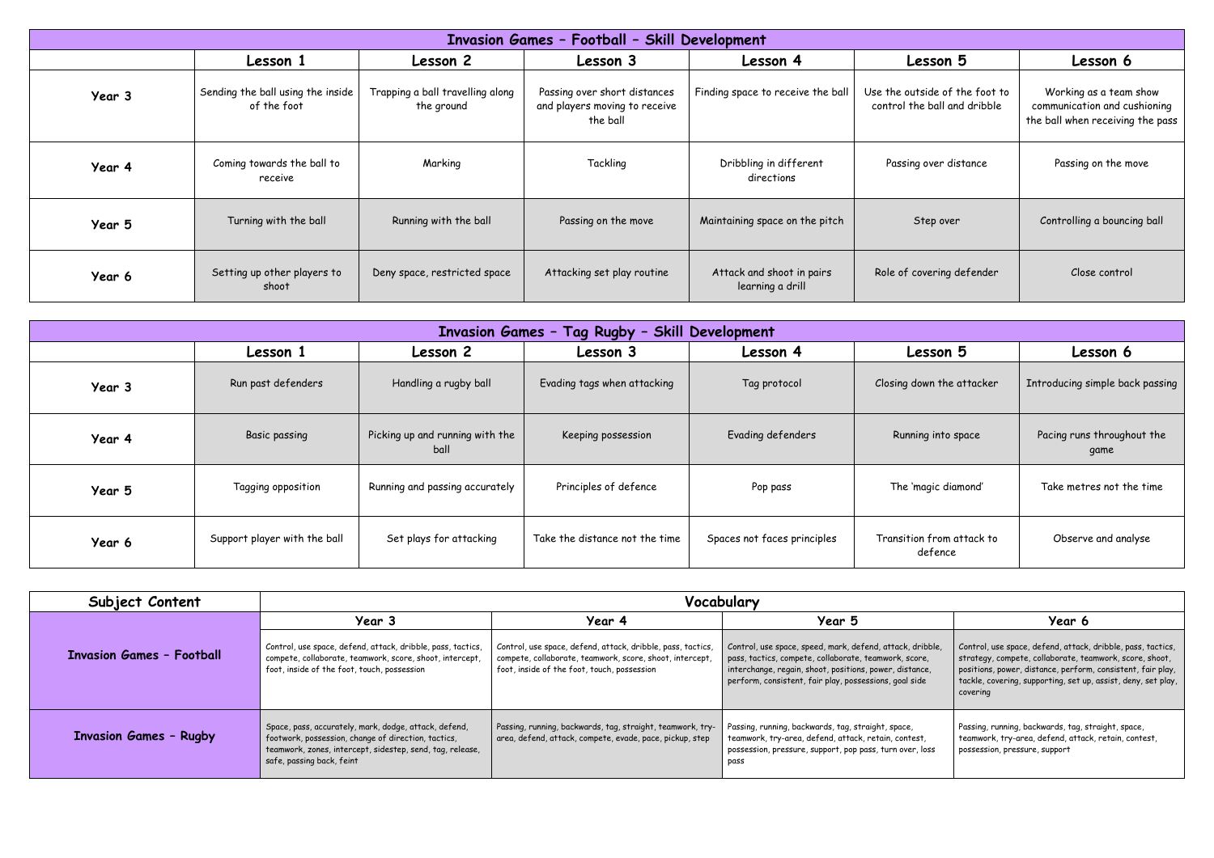| Invasion Games – Football – Skill Development | | | | | | |
|---|---|---|---|---|---|---|
| | **Lesson 1** | **Lesson 2** | **Lesson 3** | **Lesson 4** | **Lesson 5** | **Lesson 6** |
| **Year 3** | Sending the ball using the inside of the foot | Trapping a ball travelling along the ground | Passing over short distances and players moving to receive the ball | Finding space to receive the ball | Use the outside of the foot to control the ball and dribble | Working as a team show communication and cushioning the ball when receiving the pass |
| **Year 4** | Coming towards the ball to receive | Marking | Tackling | Dribbling in different directions | Passing over distance | Passing on the move |
| **Year 5** | Turning with the ball | Running with the ball | Passing on the move | Maintaining space on the pitch | Step over | Controlling a bouncing ball |
| **Year 6** | Setting up other players to shoot | Deny space, restricted space | Attacking set play routine | Attack and shoot in pairs learning a drill | Role of covering defender | Close control |

| Invasion Games – Tag Rugby – Skill Development | | | | | | |
|---|---|---|---|---|---|---|
| | **Lesson 1** | **Lesson 2** | **Lesson 3** | **Lesson 4** | **Lesson 5** | **Lesson 6** |
| **Year 3** | Run past defenders | Handling a rugby ball | Evading tags when attacking | Tag protocol | Closing down the attacker | Introducing simple back passing |
| **Year 4** | Basic passing | Picking up and running with the ball | Keeping possession | Evading defenders | Running into space | Pacing runs throughout the game |
| **Year 5** | Tagging opposition | Running and passing accurately | Principles of defence | Pop pass | The 'magic diamond' | Take metres not the time |
| **Year 6** | Support player with the ball | Set plays for attacking | Take the distance not the time | Spaces not faces principles | Transition from attack to defence | Observe and analyse |

| **Subject Content** | **Vocabulary** | | | |
|---|---|---|---|---|
| | **Year 3** | **Year 4** | **Year 5** | **Year 6** |
| **Invasion Games – Football** | Control, use space, defend, attack, dribble, pass, tactics, compete, collaborate, teamwork, score, shoot, intercept, foot, inside of the foot, touch, possession | Control, use space, defend, attack, dribble, pass, tactics, compete, collaborate, teamwork, score, shoot, intercept, foot, inside of the foot, touch, possession | Control, use space, speed, mark, defend, attack, dribble, pass, tactics, compete, collaborate, teamwork, score, interchange, regain, shoot, positions, power, distance, perform, consistent, fair play, possessions, goal side | Control, use space, defend, attack, dribble, pass, tactics, strategy, compete, collaborate, teamwork, score, shoot, positions, power, distance, perform, consistent, fair play, tackle, covering, supporting, set up, assist, deny, set play, covering |
| **Invasion Games – Rugby** | Space, pass, accurately, mark, dodge, attack, defend, footwork, possession, change of direction, tactics, teamwork, zones, intercept, sidestep, send, tag, release, safe, passing back, feint | Passing, running, backwards, tag, straight, teamwork, try-area, defend, attack, compete, evade, pace, pickup, step | Passing, running, backwards, tag, straight, space, teamwork, try-area, defend, attack, retain, contest, possession, pressure, support, pop pass, turn over, loss pass | Passing, running, backwards, tag, straight, space, teamwork, try-area, defend, attack, retain, contest, possession, pressure, support |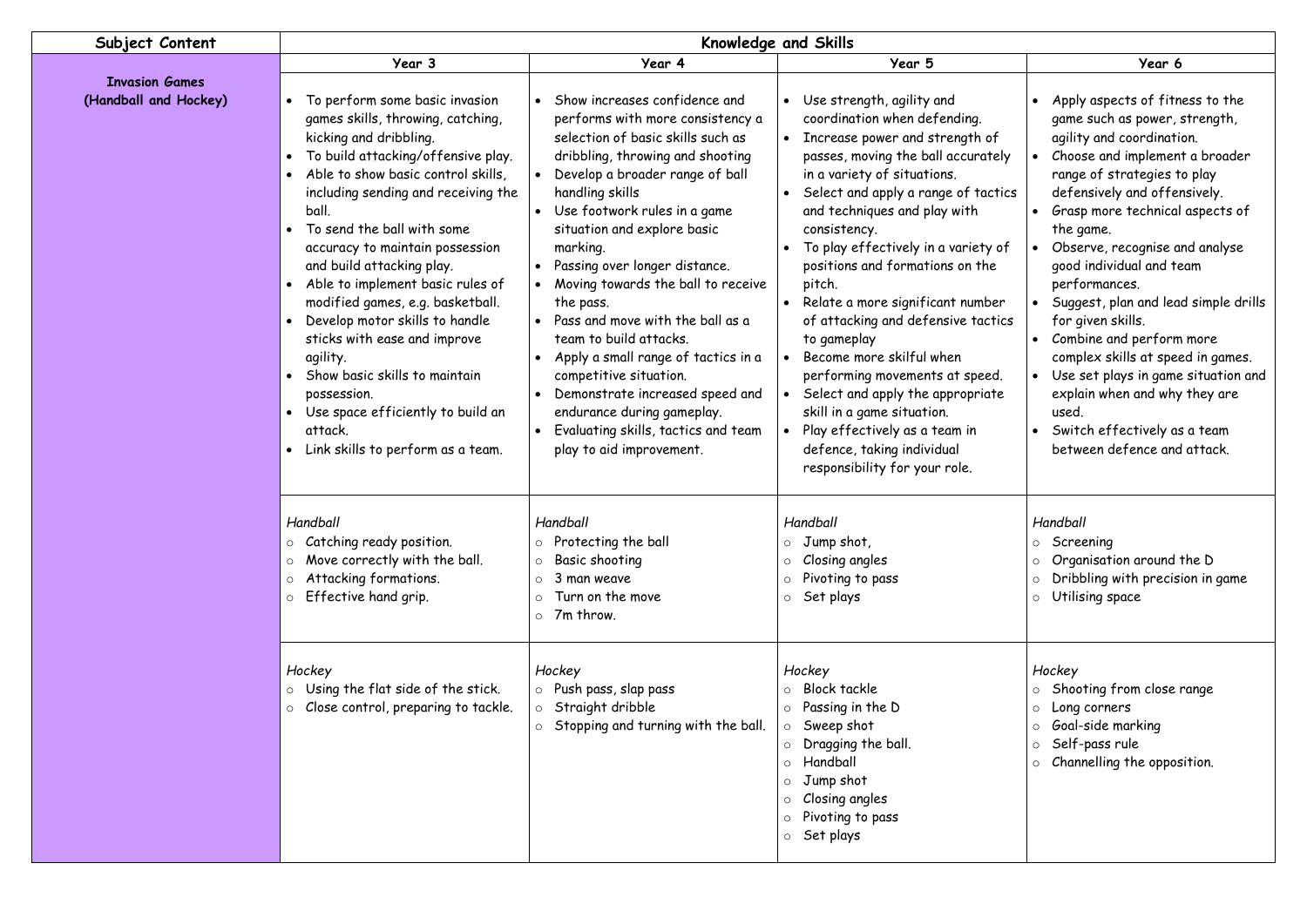| Subject Content | Knowledge and Skills | | | |
|---|---|---|---|---|
| | Year 3 | Year 4 | Year 5 | Year 6 |
| **Invasion Games (Handball and Hockey)** | • To perform some basic invasion games skills, throwing, catching, kicking and dribbling.<br>• To build attacking/offensive play.<br>• Able to show basic control skills, including sending and receiving the ball.<br>• To send the ball with some accuracy to maintain possession and build attacking play.<br>• Able to implement basic rules of modified games, e.g. basketball.<br>• Develop motor skills to handle sticks with ease and improve agility.<br>• Show basic skills to maintain possession.<br>• Use space efficiently to build an attack.<br>• Link skills to perform as a team. | • Show increases confidence and performs with more consistency a selection of basic skills such as dribbling, throwing and shooting<br>• Develop a broader range of ball handling skills<br>• Use footwork rules in a game situation and explore basic marking.<br>• Passing over longer distance.<br>• Moving towards the ball to receive the pass.<br>• Pass and move with the ball as a team to build attacks.<br>• Apply a small range of tactics in a competitive situation.<br>• Demonstrate increased speed and endurance during gameplay.<br>• Evaluating skills, tactics and team play to aid improvement. | • Use strength, agility and coordination when defending.<br>• Increase power and strength of passes, moving the ball accurately in a variety of situations.<br>• Select and apply a range of tactics and techniques and play with consistency.<br>• To play effectively in a variety of positions and formations on the pitch.<br>• Relate a more significant number of attacking and defensive tactics to gameplay<br>• Become more skilful when performing movements at speed.<br>• Select and apply the appropriate skill in a game situation.<br>• Play effectively as a team in defence, taking individual responsibility for your role. | • Apply aspects of fitness to the game such as power, strength, agility and coordination.<br>• Choose and implement a broader range of strategies to play defensively and offensively.<br>• Grasp more technical aspects of the game.<br>• Observe, recognise and analyse good individual and team performances.<br>• Suggest, plan and lead simple drills for given skills.<br>• Combine and perform more complex skills at speed in games.<br>• Use set plays in game situation and explain when and why they are used.<br>• Switch effectively as a team between defence and attack. |
| | *Handball*<br>○ Catching ready position.<br>○ Move correctly with the ball.<br>○ Attacking formations.<br>○ Effective hand grip. | *Handball*<br>○ Protecting the ball<br>○ Basic shooting<br>○ 3 man weave<br>○ Turn on the move<br>○ 7m throw. | *Handball*<br>○ Jump shot,<br>○ Closing angles<br>○ Pivoting to pass<br>○ Set plays | *Handball*<br>○ Screening<br>○ Organisation around the D<br>○ Dribbling with precision in game<br>○ Utilising space |
| | *Hockey*<br>○ Using the flat side of the stick.<br>○ Close control, preparing to tackle. | *Hockey*<br>○ Push pass, slap pass<br>○ Straight dribble<br>○ Stopping and turning with the ball. | *Hockey*<br>○ Block tackle<br>○ Passing in the D<br>○ Sweep shot<br>○ Dragging the ball.<br>○ Handball<br>○ Jump shot<br>○ Closing angles<br>○ Pivoting to pass<br>○ Set plays | *Hockey*<br>○ Shooting from close range<br>○ Long corners<br>○ Goal-side marking<br>○ Self-pass rule<br>○ Channelling the opposition. |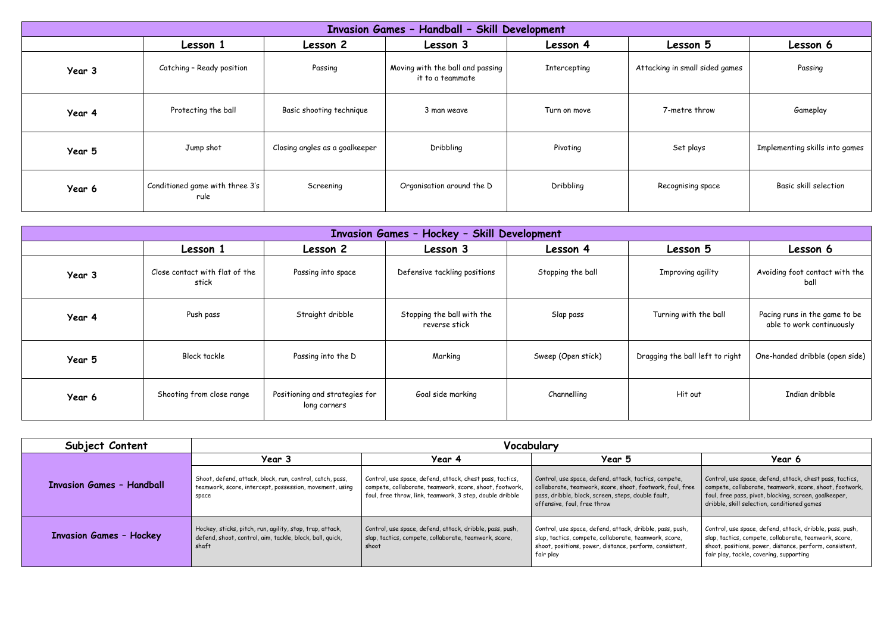| Invasion Games – Handball – Skill Development | | | | | | |
|---|---|---|---|---|---|---|
| | **Lesson 1** | **Lesson 2** | **Lesson 3** | **Lesson 4** | **Lesson 5** | **Lesson 6** |
| **Year 3** | Catching – Ready position | Passing | Moving with the ball and passing it to a teammate | Intercepting | Attacking in small sided games | Passing |
| **Year 4** | Protecting the ball | Basic shooting technique | 3 man weave | Turn on move | 7-metre throw | Gameplay |
| **Year 5** | Jump shot | Closing angles as a goalkeeper | Dribbling | Pivoting | Set plays | Implementing skills into games |
| **Year 6** | Conditioned game with three 3's rule | Screening | Organisation around the D | Dribbling | Recognising space | Basic skill selection |

| Invasion Games – Hockey – Skill Development | | | | | | |
|---|---|---|---|---|---|---|
| | **Lesson 1** | **Lesson 2** | **Lesson 3** | **Lesson 4** | **Lesson 5** | **Lesson 6** |
| **Year 3** | Close contact with flat of the stick | Passing into space | Defensive tackling positions | Stopping the ball | Improving agility | Avoiding foot contact with the ball |
| **Year 4** | Push pass | Straight dribble | Stopping the ball with the reverse stick | Slap pass | Turning with the ball | Pacing runs in the game to be able to work continuously |
| **Year 5** | Block tackle | Passing into the D | Marking | Sweep (Open stick) | Dragging the ball left to right | One-handed dribble (open side) |
| **Year 6** | Shooting from close range | Positioning and strategies for long corners | Goal side marking | Channelling | Hit out | Indian dribble |

| Subject Content | Vocabulary | | | |
|---|---|---|---|---|
| | **Year 3** | **Year 4** | **Year 5** | **Year 6** |
| **Invasion Games – Handball** | Shoot, defend, attack, block, run, control, catch, pass, teamwork, score, intercept, possession, movement, using space | Control, use space, defend, attack, chest pass, tactics, compete, collaborate, teamwork, score, shoot, footwork, foul, free throw, link, teamwork, 3 step, double dribble | Control, use space, defend, attack, tactics, compete, collaborate, teamwork, score, shoot, footwork, foul, free pass, dribble, block, screen, steps, double fault, offensive, foul, free throw | Control, use space, defend, attack, chest pass, tactics, compete, collaborate, teamwork, score, shoot, footwork, foul, free pass, pivot, blocking, screen, goalkeeper, dribble, skill selection, conditioned games |
| **Invasion Games – Hockey** | Hockey, sticks, pitch, run, agility, stop, trap, attack, defend, shoot, control, aim, tackle, block, ball, quick, shaft | Control, use space, defend, attack, dribble, pass, push, slap, tactics, compete, collaborate, teamwork, score, shoot | Control, use space, defend, attack, dribble, pass, push, slap, tactics, compete, collaborate, teamwork, score, shoot, positions, power, distance, perform, consistent, fair play | Control, use space, defend, attack, dribble, pass, push, slap, tactics, compete, collaborate, teamwork, score, shoot, positions, power, distance, perform, consistent, fair play, tackle, covering, supporting |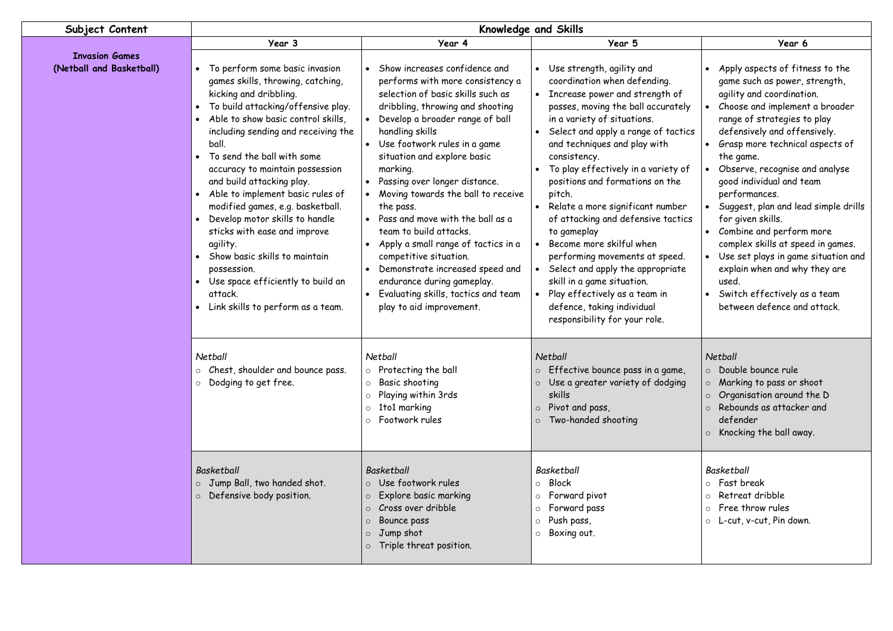| Subject Content | Knowledge and Skills | | | |
|---|---|---|---|---|
| | Year 3 | Year 4 | Year 5 | Year 6 |
| **Invasion Games (Netball and Basketball)** | • To perform some basic invasion games skills, throwing, catching, kicking and dribbling.<br>• To build attacking/offensive play.<br>• Able to show basic control skills, including sending and receiving the ball.<br>• To send the ball with some accuracy to maintain possession and build attacking play.<br>• Able to implement basic rules of modified games, e.g. basketball.<br>• Develop motor skills to handle sticks with ease and improve agility.<br>• Show basic skills to maintain possession.<br>• Use space efficiently to build an attack.<br>• Link skills to perform as a team. | • Show increases confidence and performs with more consistency a selection of basic skills such as dribbling, throwing and shooting<br>• Develop a broader range of ball handling skills<br>• Use footwork rules in a game situation and explore basic marking.<br>• Passing over longer distance.<br>• Moving towards the ball to receive the pass.<br>• Pass and move with the ball as a team to build attacks.<br>• Apply a small range of tactics in a competitive situation.<br>• Demonstrate increased speed and endurance during gameplay.<br>• Evaluating skills, tactics and team play to aid improvement. | • Use strength, agility and coordination when defending.<br>• Increase power and strength of passes, moving the ball accurately in a variety of situations.<br>• Select and apply a range of tactics and techniques and play with consistency.<br>• To play effectively in a variety of positions and formations on the pitch.<br>• Relate a more significant number of attacking and defensive tactics to gameplay<br>• Become more skilful when performing movements at speed.<br>• Select and apply the appropriate skill in a game situation.<br>• Play effectively as a team in defence, taking individual responsibility for your role. | • Apply aspects of fitness to the game such as power, strength, agility and coordination.<br>• Choose and implement a broader range of strategies to play defensively and offensively.<br>• Grasp more technical aspects of the game.<br>• Observe, recognise and analyse good individual and team performances.<br>• Suggest, plan and lead simple drills for given skills.<br>• Combine and perform more complex skills at speed in games.<br>• Use set plays in game situation and explain when and why they are used.<br>• Switch effectively as a team between defence and attack. |
| | *Netball*<br>○ Chest, shoulder and bounce pass.<br>○ Dodging to get free. | *Netball*<br>○ Protecting the ball<br>○ Basic shooting<br>○ Playing within 3rds<br>○ 1to1 marking<br>○ Footwork rules | *Netball*<br>○ Effective bounce pass in a game,<br>○ Use a greater variety of dodging skills<br>○ Pivot and pass,<br>○ Two-handed shooting | *Netball*<br>○ Double bounce rule<br>○ Marking to pass or shoot<br>○ Organisation around the D<br>○ Rebounds as attacker and defender<br>○ Knocking the ball away. |
| | *Basketball*<br>○ Jump Ball, two handed shot.<br>○ Defensive body position. | *Basketball*<br>○ Use footwork rules<br>○ Explore basic marking<br>○ Cross over dribble<br>○ Bounce pass<br>○ Jump shot<br>○ Triple threat position. | *Basketball*<br>○ Block<br>○ Forward pivot<br>○ Forward pass<br>○ Push pass,<br>○ Boxing out. | *Basketball*<br>○ Fast break<br>○ Retreat dribble<br>○ Free throw rules<br>○ L-cut, v-cut, Pin down. |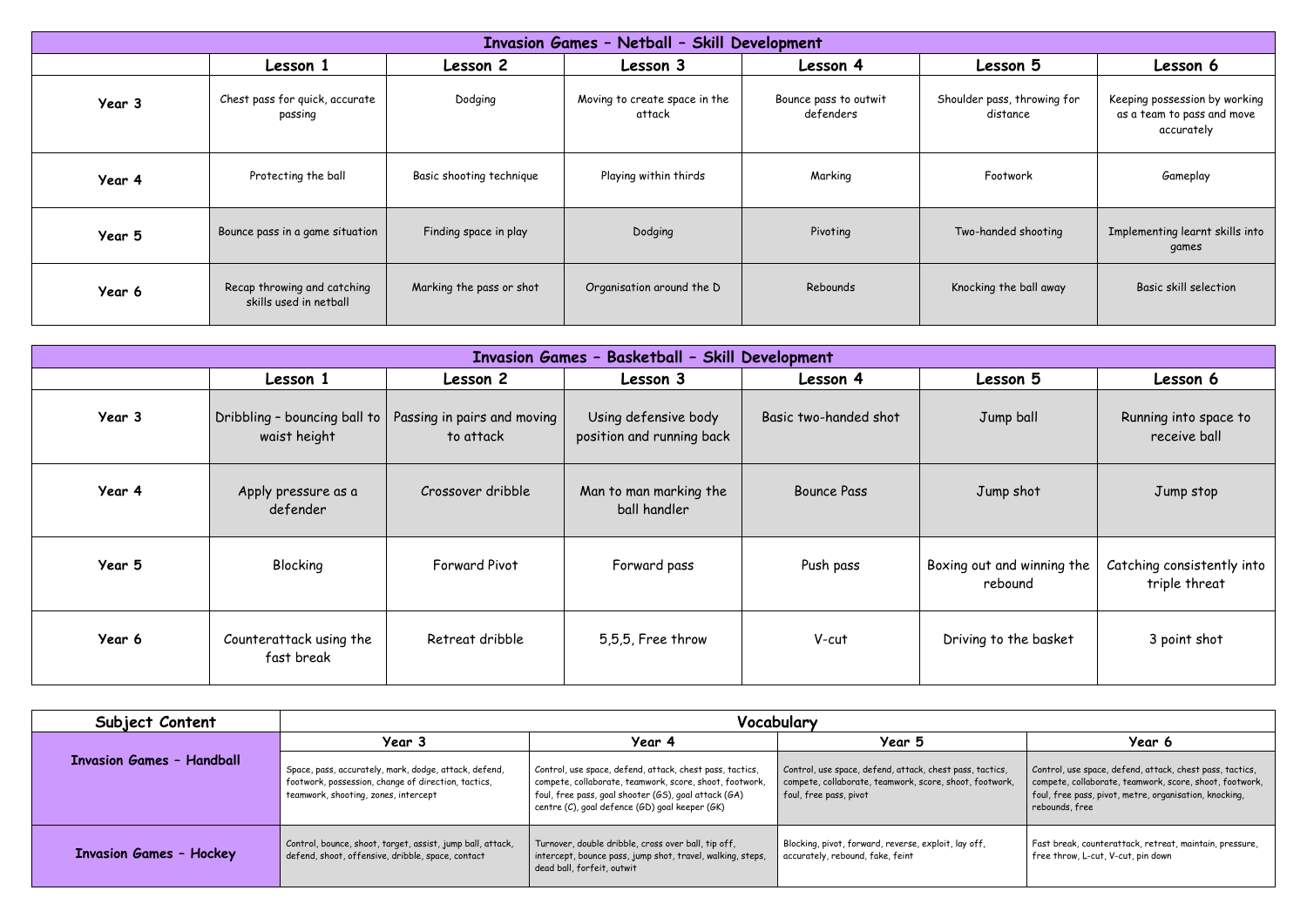| Invasion Games – Netball – Skill Development | | | | | | |
|---|---|---|---|---|---|---|
| | **Lesson 1** | **Lesson 2** | **Lesson 3** | **Lesson 4** | **Lesson 5** | **Lesson 6** |
| **Year 3** | Chest pass for quick, accurate passing | Dodging | Moving to create space in the attack | Bounce pass to outwit defenders | Shoulder pass, throwing for distance | Keeping possession by working as a team to pass and move accurately |
| **Year 4** | Protecting the ball | Basic shooting technique | Playing within thirds | Marking | Footwork | Gameplay |
| **Year 5** | Bounce pass in a game situation | Finding space in play | Dodging | Pivoting | Two-handed shooting | Implementing learnt skills into games |
| **Year 6** | Recap throwing and catching skills used in netball | Marking the pass or shot | Organisation around the D | Rebounds | Knocking the ball away | Basic skill selection |

| Invasion Games – Basketball – Skill Development | | | | | | |
|---|---|---|---|---|---|---|
| | **Lesson 1** | **Lesson 2** | **Lesson 3** | **Lesson 4** | **Lesson 5** | **Lesson 6** |
| **Year 3** | Dribbling – bouncing ball to waist height | Passing in pairs and moving to attack | Using defensive body position and running back | Basic two-handed shot | Jump ball | Running into space to receive ball |
| **Year 4** | Apply pressure as a defender | Crossover dribble | Man to man marking the ball handler | Bounce Pass | Jump shot | Jump stop |
| **Year 5** | Blocking | Forward Pivot | Forward pass | Push pass | Boxing out and winning the rebound | Catching consistently into triple threat |
| **Year 6** | Counterattack using the fast break | Retreat dribble | 5,5,5, Free throw | V-cut | Driving to the basket | 3 point shot |

| Subject Content | Vocabulary | | | |
|---|---|---|---|---|
| | **Year 3** | **Year 4** | **Year 5** | **Year 6** |
| **Invasion Games – Handball** | Space, pass, accurately, mark, dodge, attack, defend, footwork, possession, change of direction, tactics, teamwork, shooting, zones, intercept | Control, use space, defend, attack, chest pass, tactics, compete, collaborate, teamwork, score, shoot, footwork, foul, free pass, goal shooter (GS), goal attack (GA) centre (C), goal defence (GD) goal keeper (GK) | Control, use space, defend, attack, chest pass, tactics, compete, collaborate, teamwork, score, shoot, footwork, foul, free pass, pivot | Control, use space, defend, attack, chest pass, tactics, compete, collaborate, teamwork, score, shoot, footwork, foul, free pass, pivot, metre, organisation, knocking, rebounds, free |
| **Invasion Games – Hockey** | Control, bounce, shoot, target, assist, jump ball, attack, defend, shoot, offensive, dribble, space, contact | Turnover, double dribble, cross over ball, tip off, intercept, bounce pass, jump shot, travel, walking, steps, dead ball, forfeit, outwit | Blocking, pivot, forward, reverse, exploit, lay off, accurately, rebound, fake, feint | Fast break, counterattack, retreat, maintain, pressure, free throw, L-cut, V-cut, pin down |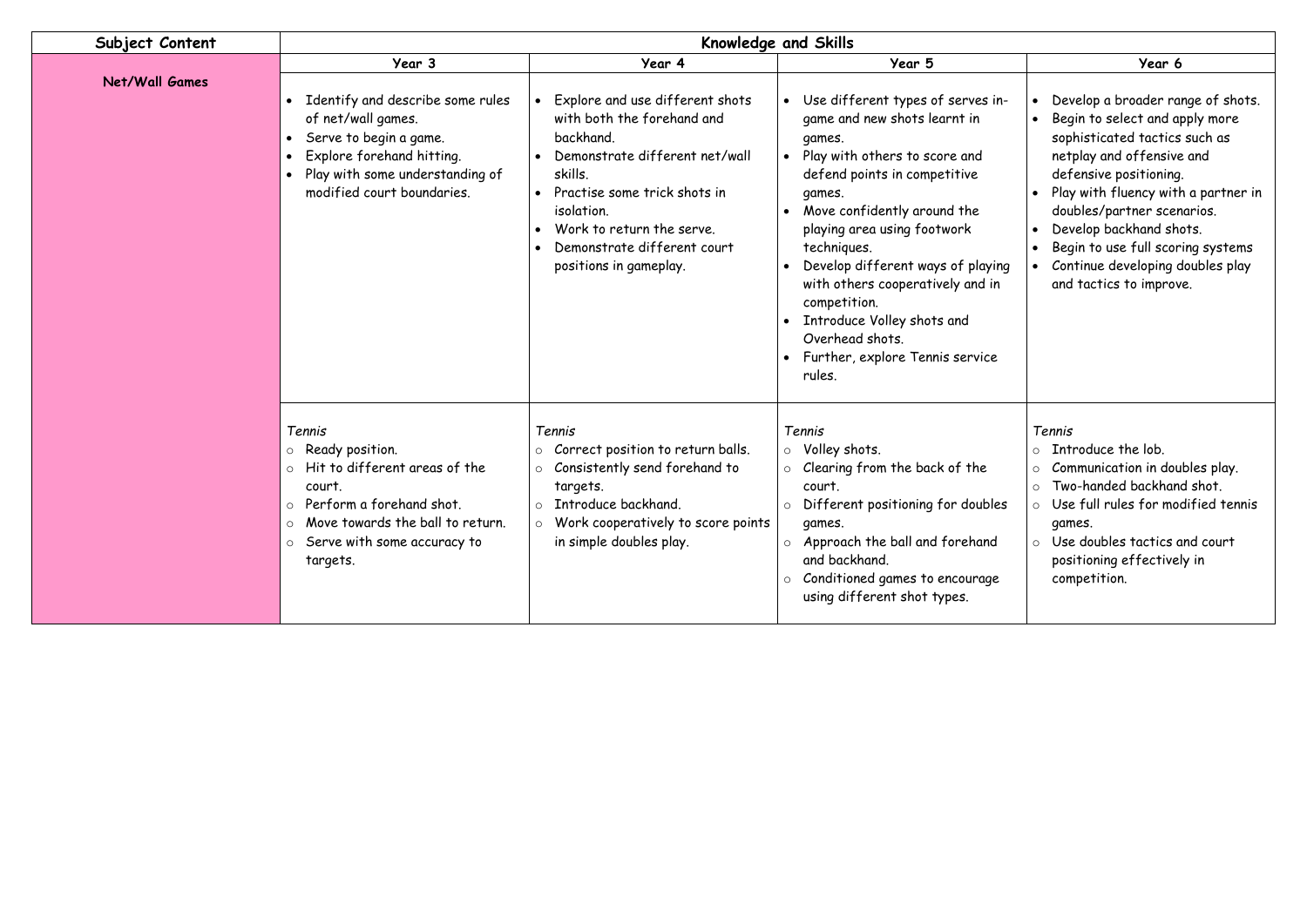| Subject Content | Knowledge and Skills | | | |
|---|---|---|---|---|
| | Year 3 | Year 4 | Year 5 | Year 6 |
| **Net/Wall Games** | • Identify and describe some rules of net/wall games.<br>• Serve to begin a game.<br>• Explore forehand hitting.<br>• Play with some understanding of modified court boundaries. | • Explore and use different shots with both the forehand and backhand.<br>• Demonstrate different net/wall skills.<br>• Practise some trick shots in isolation.<br>• Work to return the serve.<br>• Demonstrate different court positions in gameplay. | • Use different types of serves in-game and new shots learnt in games.<br>• Play with others to score and defend points in competitive games.<br>• Move confidently around the playing area using footwork techniques.<br>• Develop different ways of playing with others cooperatively and in competition.<br>• Introduce Volley shots and Overhead shots.<br>• Further, explore Tennis service rules. | • Develop a broader range of shots.<br>• Begin to select and apply more sophisticated tactics such as netplay and offensive and defensive positioning.<br>• Play with fluency with a partner in doubles/partner scenarios.<br>• Develop backhand shots.<br>• Begin to use full scoring systems<br>• Continue developing doubles play and tactics to improve. |
| | *Tennis*<br>○ Ready position.<br>○ Hit to different areas of the court.<br>○ Perform a forehand shot.<br>○ Move towards the ball to return.<br>○ Serve with some accuracy to targets. | *Tennis*<br>○ Correct position to return balls.<br>○ Consistently send forehand to targets.<br>○ Introduce backhand.<br>○ Work cooperatively to score points in simple doubles play. | *Tennis*<br>○ Volley shots.<br>○ Clearing from the back of the court.<br>○ Different positioning for doubles games.<br>○ Approach the ball and forehand and backhand.<br>○ Conditioned games to encourage using different shot types. | *Tennis*<br>○ Introduce the lob.<br>○ Communication in doubles play.<br>○ Two-handed backhand shot.<br>○ Use full rules for modified tennis games.<br>○ Use doubles tactics and court positioning effectively in competition. |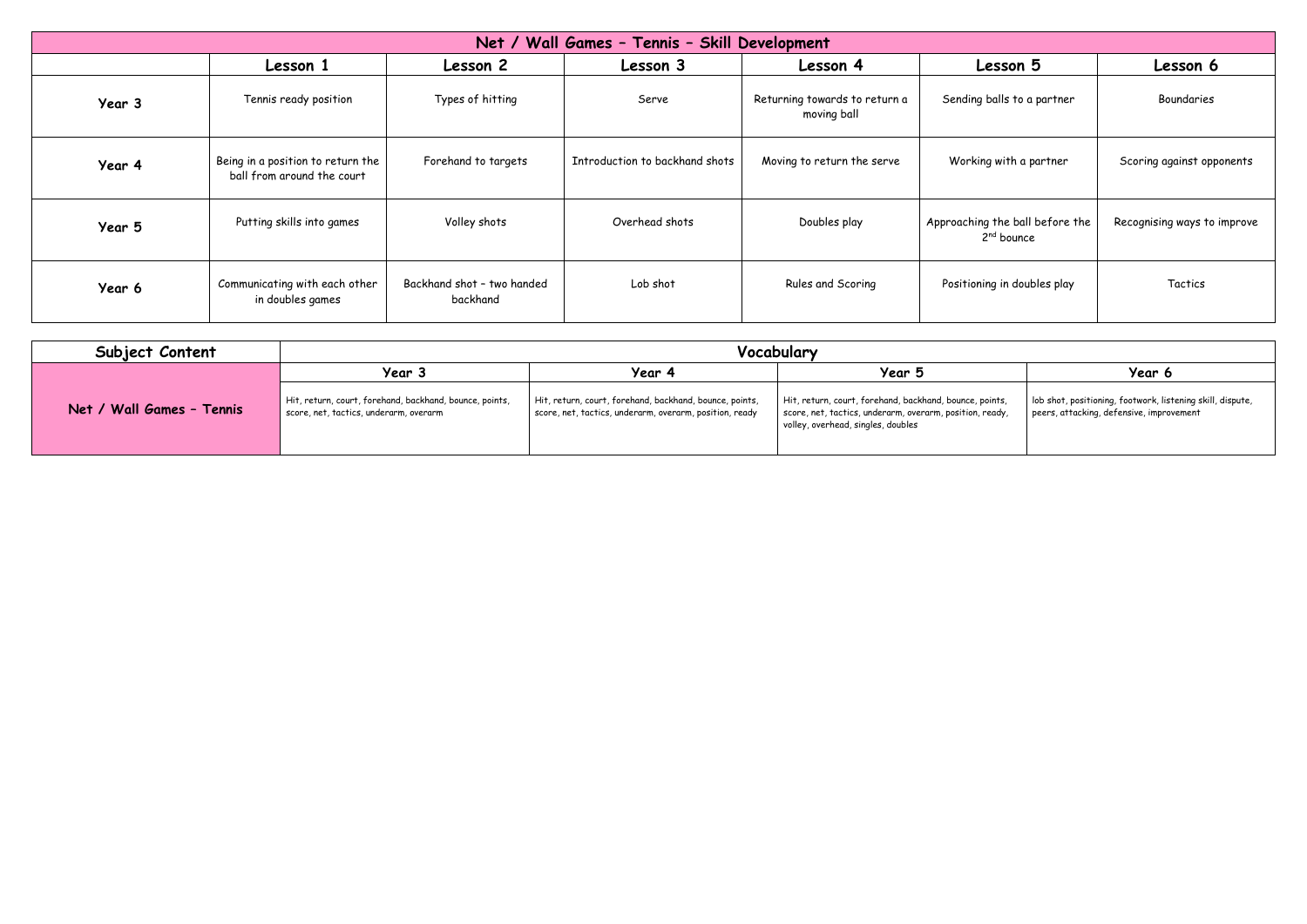## Net / Wall Games – Tennis – Skill Development

| | Lesson 1 | Lesson 2 | Lesson 3 | Lesson 4 | Lesson 5 | Lesson 6 |
|---|---|---|---|---|---|---|
| **Year 3** | Tennis ready position | Types of hitting | Serve | Returning towards to return a moving ball | Sending balls to a partner | Boundaries |
| **Year 4** | Being in a position to return the ball from around the court | Forehand to targets | Introduction to backhand shots | Moving to return the serve | Working with a partner | Scoring against opponents |
| **Year 5** | Putting skills into games | Volley shots | Overhead shots | Doubles play | Approaching the ball before the 2nd bounce | Recognising ways to improve |
| **Year 6** | Communicating with each other in doubles games | Backhand shot – two handed backhand | Lob shot | Rules and Scoring | Positioning in doubles play | Tactics |

| Subject Content | Vocabulary | | | |
|---|---|---|---|---|
| | Year 3 | Year 4 | Year 5 | Year 6 |
| **Net / Wall Games – Tennis** | Hit, return, court, forehand, backhand, bounce, points, score, net, tactics, underarm, overarm | Hit, return, court, forehand, backhand, bounce, points, score, net, tactics, underarm, overarm, position, ready | Hit, return, court, forehand, backhand, bounce, points, score, net, tactics, underarm, overarm, position, ready, volley, overhead, singles, doubles | lob shot, positioning, footwork, listening skill, dispute, peers, attacking, defensive, improvement |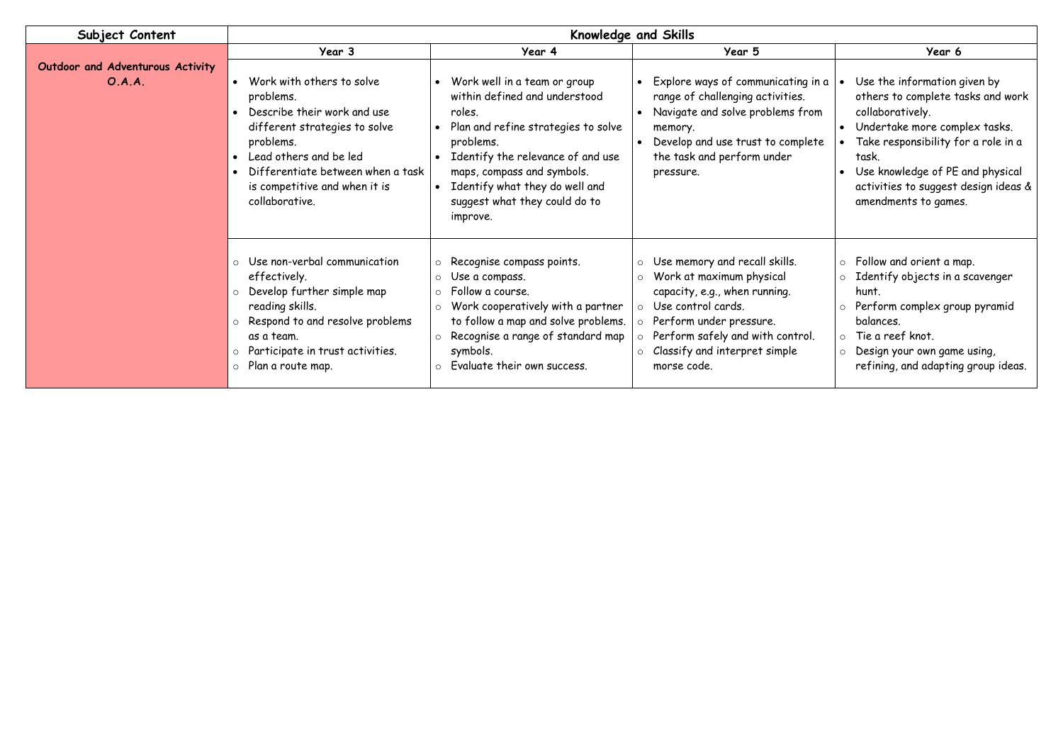| Subject Content | Knowledge and Skills | | | |
|---|---|---|---|---|
| | Year 3 | Year 4 | Year 5 | Year 6 |
| **Outdoor and Adventurous Activity O.A.A.** | • Work with others to solve problems.<br>• Describe their work and use different strategies to solve problems.<br>• Lead others and be led<br>• Differentiate between when a task is competitive and when it is collaborative. | • Work well in a team or group within defined and understood roles.<br>• Plan and refine strategies to solve problems.<br>• Identify the relevance of and use maps, compass and symbols.<br>• Identify what they do well and suggest what they could do to improve. | • Explore ways of communicating in a range of challenging activities.<br>• Navigate and solve problems from memory.<br>• Develop and use trust to complete the task and perform under pressure. | • Use the information given by others to complete tasks and work collaboratively.<br>• Undertake more complex tasks.<br>• Take responsibility for a role in a task.<br>• Use knowledge of PE and physical activities to suggest design ideas & amendments to games. |
| | ○ Use non-verbal communication effectively.<br>○ Develop further simple map reading skills.<br>○ Respond to and resolve problems as a team.<br>○ Participate in trust activities.<br>○ Plan a route map. | ○ Recognise compass points.<br>○ Use a compass.<br>○ Follow a course.<br>○ Work cooperatively with a partner to follow a map and solve problems.<br>○ Recognise a range of standard map symbols.<br>○ Evaluate their own success. | ○ Use memory and recall skills.<br>○ Work at maximum physical capacity, e.g., when running.<br>○ Use control cards.<br>○ Perform under pressure.<br>○ Perform safely and with control.<br>○ Classify and interpret simple morse code. | ○ Follow and orient a map.<br>○ Identify objects in a scavenger hunt.<br>○ Perform complex group pyramid balances.<br>○ Tie a reef knot.<br>○ Design your own game using, refining, and adapting group ideas. |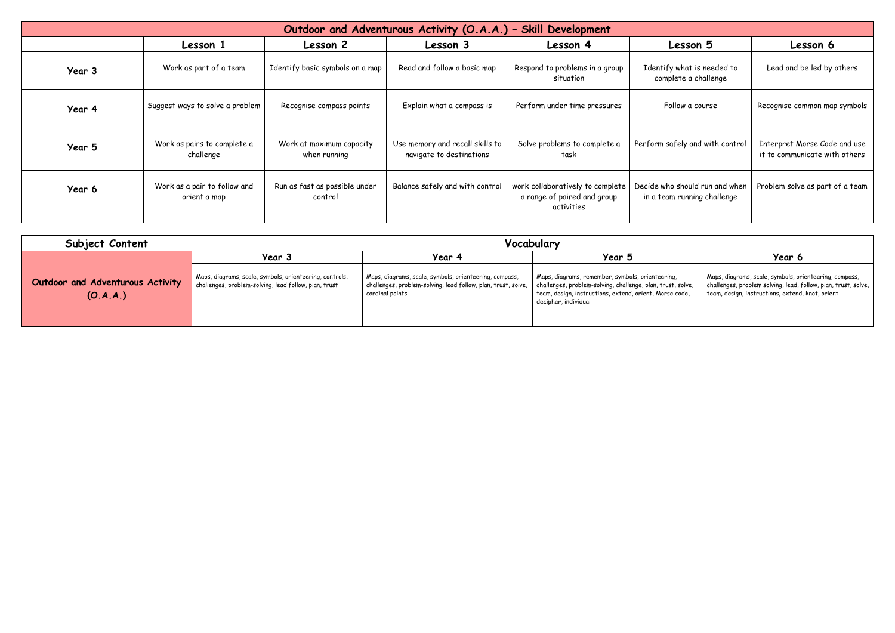| Outdoor and Adventurous Activity (O.A.A.) – Skill Development | | | | | | |
|---|---|---|---|---|---|---|
| | **Lesson 1** | **Lesson 2** | **Lesson 3** | **Lesson 4** | **Lesson 5** | **Lesson 6** |
| **Year 3** | Work as part of a team | Identify basic symbols on a map | Read and follow a basic map | Respond to problems in a group situation | Identify what is needed to complete a challenge | Lead and be led by others |
| **Year 4** | Suggest ways to solve a problem | Recognise compass points | Explain what a compass is | Perform under time pressures | Follow a course | Recognise common map symbols |
| **Year 5** | Work as pairs to complete a challenge | Work at maximum capacity when running | Use memory and recall skills to navigate to destinations | Solve problems to complete a task | Perform safely and with control | Interpret Morse Code and use it to communicate with others |
| **Year 6** | Work as a pair to follow and orient a map | Run as fast as possible under control | Balance safely and with control | work collaboratively to complete a range of paired and group activities | Decide who should run and when in a team running challenge | Problem solve as part of a team |

| Subject Content | Vocabulary | | | |
|---|---|---|---|---|
| | **Year 3** | **Year 4** | **Year 5** | **Year 6** |
| **Outdoor and Adventurous Activity (O.A.A.)** | Maps, diagrams, scale, symbols, orienteering, controls, challenges, problem-solving, lead follow, plan, trust | Maps, diagrams, scale, symbols, orienteering, compass, challenges, problem-solving, lead follow, plan, trust, solve, cardinal points | Maps, diagrams, remember, symbols, orienteering, challenges, problem-solving, challenge, plan, trust, solve, team, design, instructions, extend, orient, Morse code, decipher, individual | Maps, diagrams, scale, symbols, orienteering, compass, challenges, problem solving, lead, follow, plan, trust, solve, team, design, instructions, extend, knot, orient |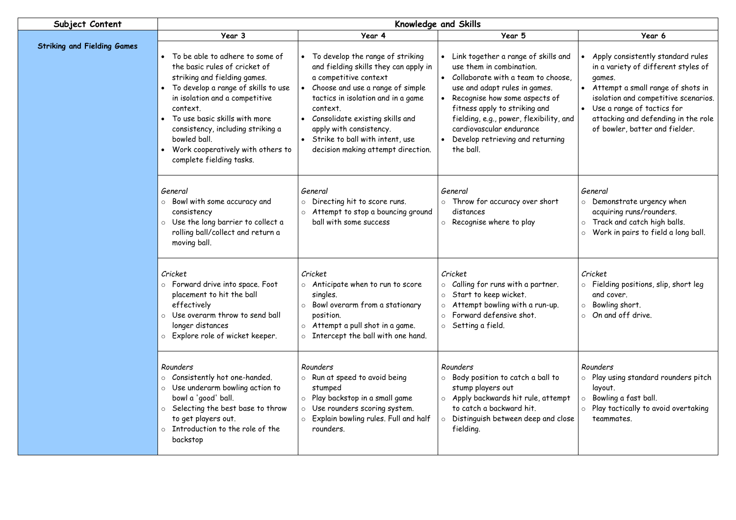| Subject Content | Knowledge and Skills | | | |
|---|---|---|---|---|
| | Year 3 | Year 4 | Year 5 | Year 6 |
| **Striking and Fielding Games** | • To be able to adhere to some of the basic rules of cricket of striking and fielding games.<br>• To develop a range of skills to use in isolation and a competitive context.<br>• To use basic skills with more consistency, including striking a bowled ball.<br>• Work cooperatively with others to complete fielding tasks. | • To develop the range of striking and fielding skills they can apply in a competitive context<br>• Choose and use a range of simple tactics in isolation and in a game context.<br>• Consolidate existing skills and apply with consistency.<br>• Strike to ball with intent, use decision making attempt direction. | • Link together a range of skills and use them in combination.<br>• Collaborate with a team to choose, use and adapt rules in games.<br>• Recognise how some aspects of fitness apply to striking and fielding, e.g., power, flexibility, and cardiovascular endurance<br>• Develop retrieving and returning the ball. | • Apply consistently standard rules in a variety of different styles of games.<br>• Attempt a small range of shots in isolation and competitive scenarios.<br>• Use a range of tactics for attacking and defending in the role of bowler, batter and fielder. |
| | *General*<br>○ Bowl with some accuracy and consistency<br>○ Use the long barrier to collect a rolling ball/collect and return a moving ball. | *General*<br>○ Directing hit to score runs.<br>○ Attempt to stop a bouncing ground ball with some success | *General*<br>○ Throw for accuracy over short distances<br>○ Recognise where to play | *General*<br>○ Demonstrate urgency when acquiring runs/rounders.<br>○ Track and catch high balls.<br>○ Work in pairs to field a long ball. |
| | *Cricket*<br>○ Forward drive into space. Foot placement to hit the ball effectively<br>○ Use overarm throw to send ball longer distances<br>○ Explore role of wicket keeper. | *Cricket*<br>○ Anticipate when to run to score singles.<br>○ Bowl overarm from a stationary position.<br>○ Attempt a pull shot in a game.<br>○ Intercept the ball with one hand. | *Cricket*<br>○ Calling for runs with a partner.<br>○ Start to keep wicket.<br>○ Attempt bowling with a run-up.<br>○ Forward defensive shot.<br>○ Setting a field. | *Cricket*<br>○ Fielding positions, slip, short leg and cover.<br>○ Bowling short.<br>○ On and off drive. |
| | *Rounders*<br>○ Consistently hot one-handed.<br>○ Use underarm bowling action to bowl a 'good' ball.<br>○ Selecting the best base to throw to get players out.<br>○ Introduction to the role of the backstop | *Rounders*<br>○ Run at speed to avoid being stumped<br>○ Play backstop in a small game<br>○ Use rounders scoring system.<br>○ Explain bowling rules. Full and half rounders. | *Rounders*<br>○ Body position to catch a ball to stump players out<br>○ Apply backwards hit rule, attempt to catch a backward hit.<br>○ Distinguish between deep and close fielding. | *Rounders*<br>○ Play using standard rounders pitch layout.<br>○ Bowling a fast ball.<br>○ Play tactically to avoid overtaking teammates. |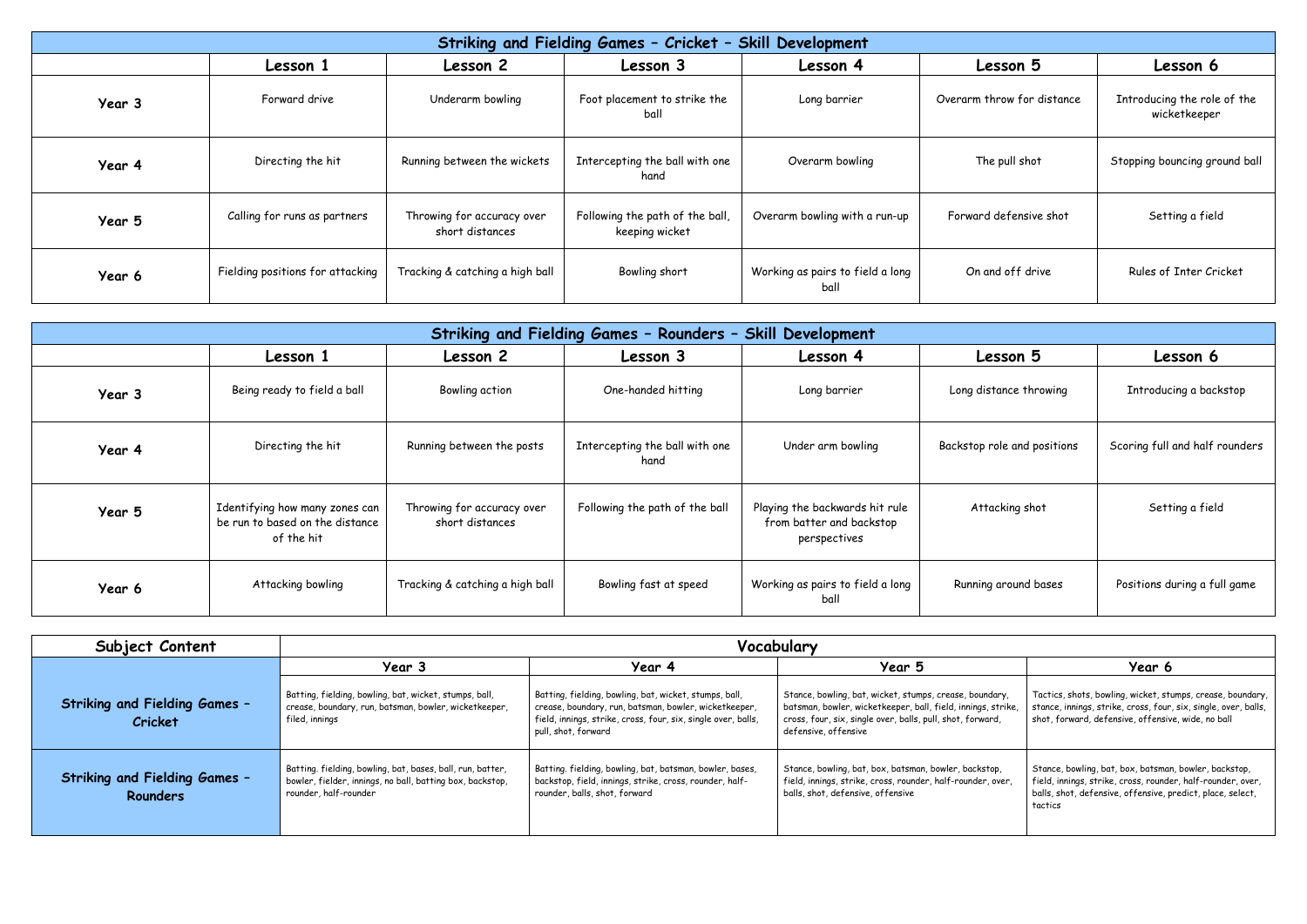## Striking and Fielding Games – Cricket – Skill Development

| | Lesson 1 | Lesson 2 | Lesson 3 | Lesson 4 | Lesson 5 | Lesson 6 |
|---|---|---|---|---|---|---|
| **Year 3** | Forward drive | Underarm bowling | Foot placement to strike the ball | Long barrier | Overarm throw for distance | Introducing the role of the wicketkeeper |
| **Year 4** | Directing the hit | Running between the wickets | Intercepting the ball with one hand | Overarm bowling | The pull shot | Stopping bouncing ground ball |
| **Year 5** | Calling for runs as partners | Throwing for accuracy over short distances | Following the path of the ball, keeping wicket | Overarm bowling with a run-up | Forward defensive shot | Setting a field |
| **Year 6** | Fielding positions for attacking | Tracking & catching a high ball | Bowling short | Working as pairs to field a long ball | On and off drive | Rules of Inter Cricket |

## Striking and Fielding Games – Rounders – Skill Development

| | Lesson 1 | Lesson 2 | Lesson 3 | Lesson 4 | Lesson 5 | Lesson 6 |
|---|---|---|---|---|---|---|
| **Year 3** | Being ready to field a ball | Bowling action | One-handed hitting | Long barrier | Long distance throwing | Introducing a backstop |
| **Year 4** | Directing the hit | Running between the posts | Intercepting the ball with one hand | Under arm bowling | Backstop role and positions | Scoring full and half rounders |
| **Year 5** | Identifying how many zones can be run to based on the distance of the hit | Throwing for accuracy over short distances | Following the path of the ball | Playing the backwards hit rule from batter and backstop perspectives | Attacking shot | Setting a field |
| **Year 6** | Attacking bowling | Tracking & catching a high ball | Bowling fast at speed | Working as pairs to field a long ball | Running around bases | Positions during a full game |

| Subject Content | Vocabulary | | | |
|---|---|---|---|---|
| | Year 3 | Year 4 | Year 5 | Year 6 |
| **Striking and Fielding Games – Cricket** | Batting, fielding, bowling, bat, wicket, stumps, ball, crease, boundary, run, batsman, bowler, wicketkeeper, filed, innings | Batting, fielding, bowling, bat, wicket, stumps, ball, crease, boundary, run, batsman, bowler, wicketkeeper, field, innings, strike, cross, four, six, single over, balls, pull, shot, forward | Stance, bowling, bat, wicket, stumps, crease, boundary, batsman, bowler, wicketkeeper, ball, field, innings, strike, cross, four, six, single over, balls, pull, shot, forward, defensive, offensive | Tactics, shots, bowling, wicket, stumps, crease, boundary, stance, innings, strike, cross, four, six, single, over, balls, shot, forward, defensive, offensive, wide, no ball |
| **Striking and Fielding Games – Rounders** | Batting. fielding, bowling, bat, bases, ball, run, batter, bowler, fielder, innings, no ball, batting box, backstop, rounder, half-rounder | Batting. fielding, bowling, bat, batsman, bowler, bases, backstop, field, innings, strike, cross, rounder, half-rounder, balls, shot, forward | Stance, bowling, bat, box, batsman, bowler, backstop, field, innings, strike, cross, rounder, half-rounder, over, balls, shot, defensive, offensive | Stance, bowling, bat, box, batsman, bowler, backstop, field, innings, strike, cross, rounder, half-rounder, over, balls, shot, defensive, offensive, predict, place, select, tactics |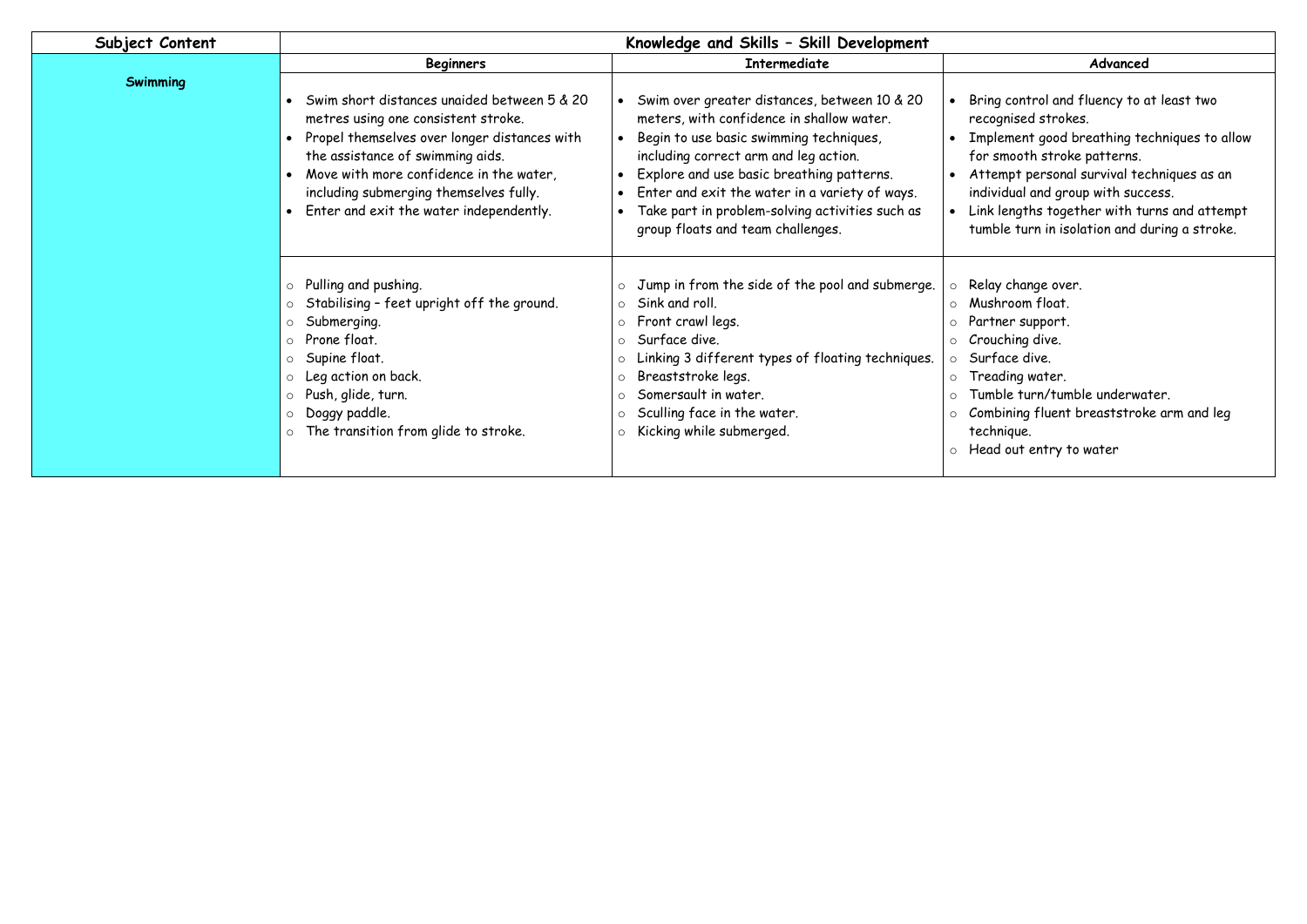| Subject Content | Knowledge and Skills – Skill Development | | |
|---|---|---|---|
| | **Beginners** | **Intermediate** | **Advanced** |
| **Swimming** | • Swim short distances unaided between 5 & 20 metres using one consistent stroke.<br>• Propel themselves over longer distances with the assistance of swimming aids.<br>• Move with more confidence in the water, including submerging themselves fully.<br>• Enter and exit the water independently. | • Swim over greater distances, between 10 & 20 meters, with confidence in shallow water.<br>• Begin to use basic swimming techniques, including correct arm and leg action.<br>• Explore and use basic breathing patterns.<br>• Enter and exit the water in a variety of ways.<br>• Take part in problem-solving activities such as group floats and team challenges. | • Bring control and fluency to at least two recognised strokes.<br>• Implement good breathing techniques to allow for smooth stroke patterns.<br>• Attempt personal survival techniques as an individual and group with success.<br>• Link lengths together with turns and attempt tumble turn in isolation and during a stroke. |
| | ○ Pulling and pushing.<br>○ Stabilising – feet upright off the ground.<br>○ Submerging.<br>○ Prone float.<br>○ Supine float.<br>○ Leg action on back.<br>○ Push, glide, turn.<br>○ Doggy paddle.<br>○ The transition from glide to stroke. | ○ Jump in from the side of the pool and submerge.<br>○ Sink and roll.<br>○ Front crawl legs.<br>○ Surface dive.<br>○ Linking 3 different types of floating techniques.<br>○ Breaststroke legs.<br>○ Somersault in water.<br>○ Sculling face in the water.<br>○ Kicking while submerged. | ○ Relay change over.<br>○ Mushroom float.<br>○ Partner support.<br>○ Crouching dive.<br>○ Surface dive.<br>○ Treading water.<br>○ Tumble turn/tumble underwater.<br>○ Combining fluent breaststroke arm and leg technique.<br>○ Head out entry to water |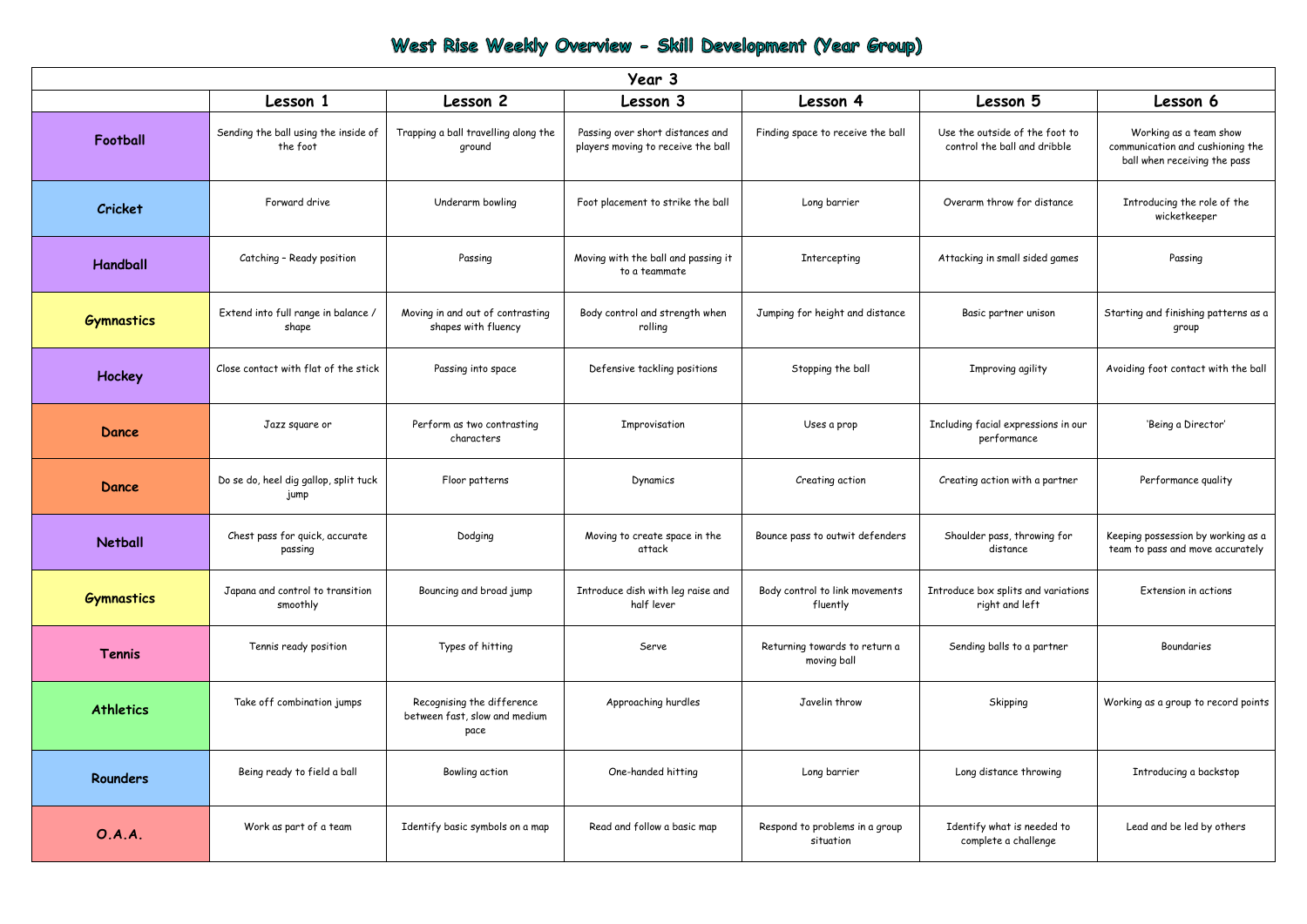# West Rise Weekly Overview - Skill Development (Year Group)

| Year 3 | | | | | | |
|---|---|---|---|---|---|---|
| | **Lesson 1** | **Lesson 2** | **Lesson 3** | **Lesson 4** | **Lesson 5** | **Lesson 6** |
| **Football** | Sending the ball using the inside of the foot | Trapping a ball travelling along the ground | Passing over short distances and players moving to receive the ball | Finding space to receive the ball | Use the outside of the foot to control the ball and dribble | Working as a team show communication and cushioning the ball when receiving the pass |
| **Cricket** | Forward drive | Underarm bowling | Foot placement to strike the ball | Long barrier | Overarm throw for distance | Introducing the role of the wicketkeeper |
| **Handball** | Catching – Ready position | Passing | Moving with the ball and passing it to a teammate | Intercepting | Attacking in small sided games | Passing |
| **Gymnastics** | Extend into full range in balance / shape | Moving in and out of contrasting shapes with fluency | Body control and strength when rolling | Jumping for height and distance | Basic partner unison | Starting and finishing patterns as a group |
| **Hockey** | Close contact with flat of the stick | Passing into space | Defensive tackling positions | Stopping the ball | Improving agility | Avoiding foot contact with the ball |
| **Dance** | Jazz square or | Perform as two contrasting characters | Improvisation | Uses a prop | Including facial expressions in our performance | 'Being a Director' |
| **Dance** | Do se do, heel dig gallop, split tuck jump | Floor patterns | Dynamics | Creating action | Creating action with a partner | Performance quality |
| **Netball** | Chest pass for quick, accurate passing | Dodging | Moving to create space in the attack | Bounce pass to outwit defenders | Shoulder pass, throwing for distance | Keeping possession by working as a team to pass and move accurately |
| **Gymnastics** | Japana and control to transition smoothly | Bouncing and broad jump | Introduce dish with leg raise and half lever | Body control to link movements fluently | Introduce box splits and variations right and left | Extension in actions |
| **Tennis** | Tennis ready position | Types of hitting | Serve | Returning towards to return a moving ball | Sending balls to a partner | Boundaries |
| **Athletics** | Take off combination jumps | Recognising the difference between fast, slow and medium pace | Approaching hurdles | Javelin throw | Skipping | Working as a group to record points |
| **Rounders** | Being ready to field a ball | Bowling action | One-handed hitting | Long barrier | Long distance throwing | Introducing a backstop |
| **O.A.A.** | Work as part of a team | Identify basic symbols on a map | Read and follow a basic map | Respond to problems in a group situation | Identify what is needed to complete a challenge | Lead and be led by others |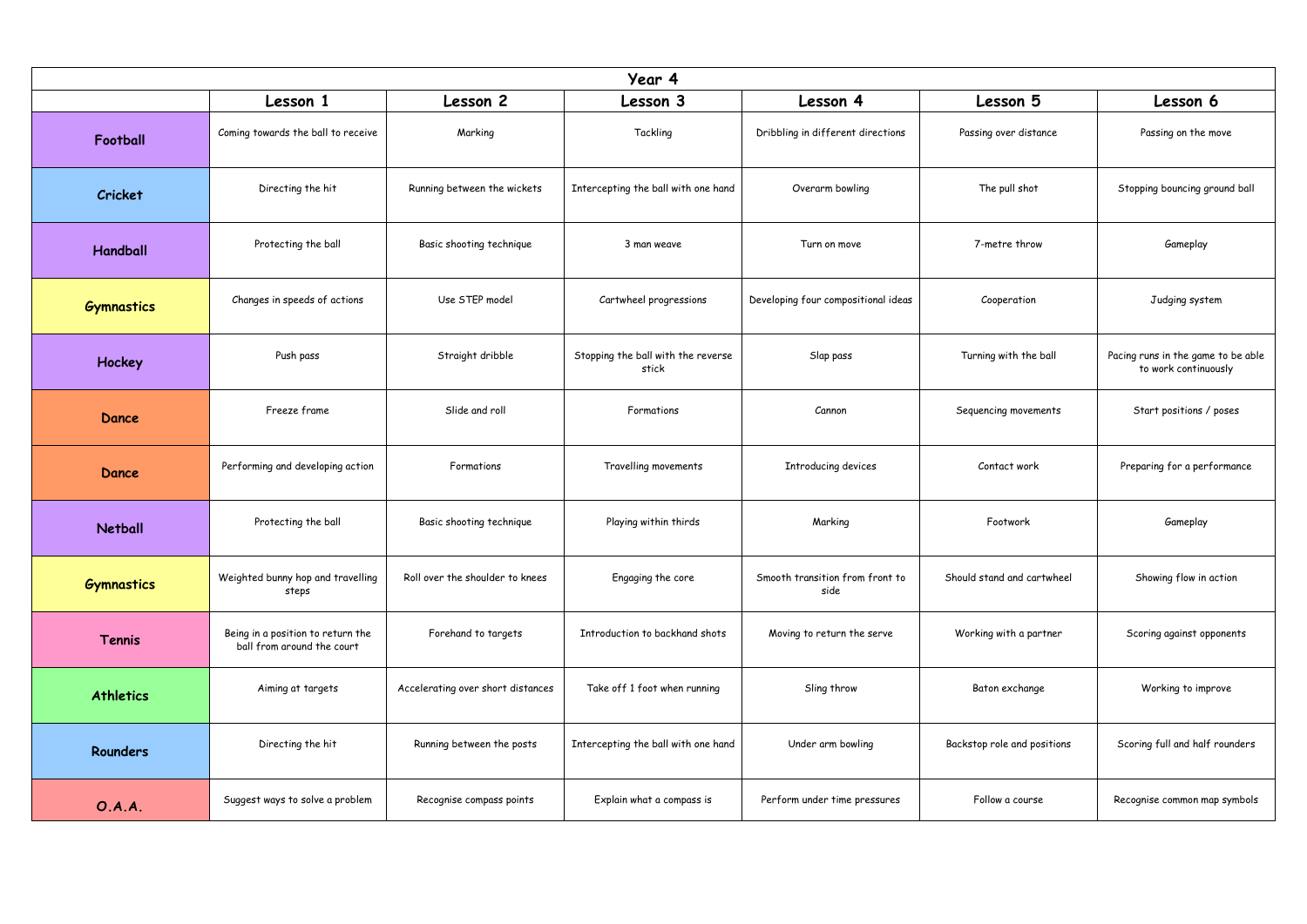| Year 4 | | | | | | |
|---|---|---|---|---|---|---|
| | **Lesson 1** | **Lesson 2** | **Lesson 3** | **Lesson 4** | **Lesson 5** | **Lesson 6** |
| **Football** | Coming towards the ball to receive | Marking | Tackling | Dribbling in different directions | Passing over distance | Passing on the move |
| **Cricket** | Directing the hit | Running between the wickets | Intercepting the ball with one hand | Overarm bowling | The pull shot | Stopping bouncing ground ball |
| **Handball** | Protecting the ball | Basic shooting technique | 3 man weave | Turn on move | 7-metre throw | Gameplay |
| **Gymnastics** | Changes in speeds of actions | Use STEP model | Cartwheel progressions | Developing four compositional ideas | Cooperation | Judging system |
| **Hockey** | Push pass | Straight dribble | Stopping the ball with the reverse stick | Slap pass | Turning with the ball | Pacing runs in the game to be able to work continuously |
| **Dance** | Freeze frame | Slide and roll | Formations | Cannon | Sequencing movements | Start positions / poses |
| **Dance** | Performing and developing action | Formations | Travelling movements | Introducing devices | Contact work | Preparing for a performance |
| **Netball** | Protecting the ball | Basic shooting technique | Playing within thirds | Marking | Footwork | Gameplay |
| **Gymnastics** | Weighted bunny hop and travelling steps | Roll over the shoulder to knees | Engaging the core | Smooth transition from front to side | Should stand and cartwheel | Showing flow in action |
| **Tennis** | Being in a position to return the ball from around the court | Forehand to targets | Introduction to backhand shots | Moving to return the serve | Working with a partner | Scoring against opponents |
| **Athletics** | Aiming at targets | Accelerating over short distances | Take off 1 foot when running | Sling throw | Baton exchange | Working to improve |
| **Rounders** | Directing the hit | Running between the posts | Intercepting the ball with one hand | Under arm bowling | Backstop role and positions | Scoring full and half rounders |
| **O.A.A.** | Suggest ways to solve a problem | Recognise compass points | Explain what a compass is | Perform under time pressures | Follow a course | Recognise common map symbols |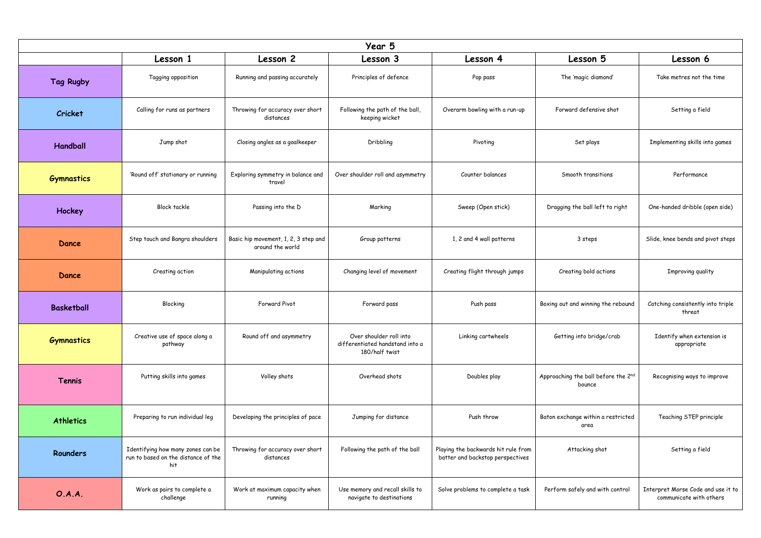| Year 5 | | | | | | |
|---|---|---|---|---|---|---|
| | **Lesson 1** | **Lesson 2** | **Lesson 3** | **Lesson 4** | **Lesson 5** | **Lesson 6** |
| **Tag Rugby** | Tagging opposition | Running and passing accurately | Principles of defence | Pop pass | The 'magic diamond' | Take metres not the time |
| **Cricket** | Calling for runs as partners | Throwing for accuracy over short distances | Following the path of the ball, keeping wicket | Overarm bowling with a run-up | Forward defensive shot | Setting a field |
| **Handball** | Jump shot | Closing angles as a goalkeeper | Dribbling | Pivoting | Set plays | Implementing skills into games |
| **Gymnastics** | 'Round off' stationary or running | Exploring symmetry in balance and travel | Over shoulder roll and asymmetry | Counter balances | Smooth transitions | Performance |
| **Hockey** | Block tackle | Passing into the D | Marking | Sweep (Open stick) | Dragging the ball left to right | One-handed dribble (open side) |
| **Dance** | Step touch and Bangra shoulders | Basic hip movement, 1, 2, 3 step and around the world | Group patterns | 1, 2 and 4 wall patterns | 3 steps | Slide, knee bends and pivot steps |
| **Dance** | Creating action | Manipulating actions | Changing level of movement | Creating flight through jumps | Creating bold actions | Improving quality |
| **Basketball** | Blocking | Forward Pivot | Forward pass | Push pass | Boxing out and winning the rebound | Catching consistently into triple threat |
| **Gymnastics** | Creative use of space along a pathway | Round off and asymmetry | Over shoulder roll into differentiated handstand into a 180/half twist | Linking cartwheels | Getting into bridge/crab | Identify when extension is appropriate |
| **Tennis** | Putting skills into games | Volley shots | Overhead shots | Doubles play | Approaching the ball before the 2nd bounce | Recognising ways to improve |
| **Athletics** | Preparing to run individual leg | Developing the principles of pace | Jumping for distance | Push throw | Baton exchange within a restricted area | Teaching STEP principle |
| **Rounders** | Identifying how many zones can be run to based on the distance of the hit | Throwing for accuracy over short distances | Following the path of the ball | Playing the backwards hit rule from batter and backstop perspectives | Attacking shot | Setting a field |
| **O.A.A.** | Work as pairs to complete a challenge | Work at maximum capacity when running | Use memory and recall skills to navigate to destinations | Solve problems to complete a task | Perform safely and with control | Interpret Morse Code and use it to communicate with others |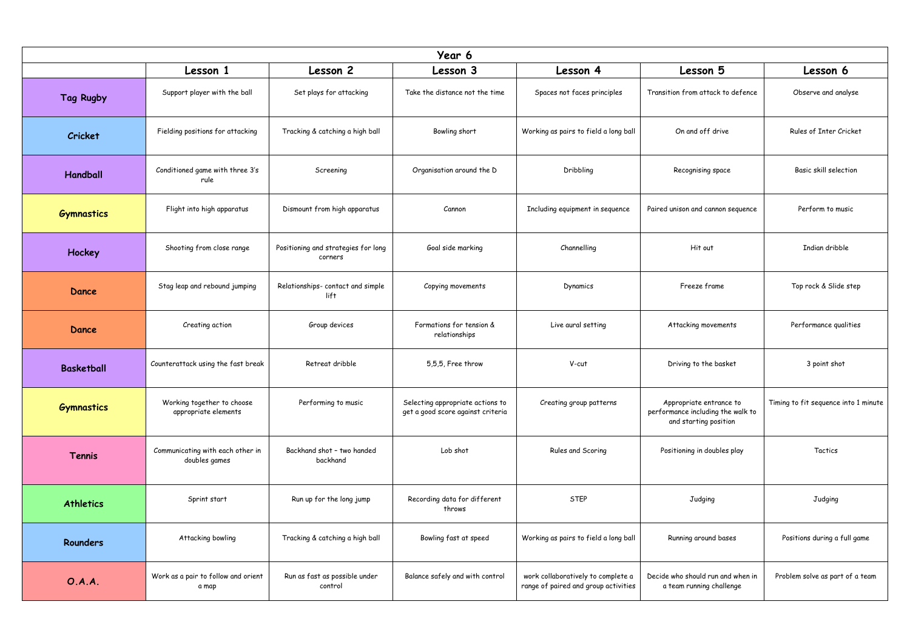| Year 6 | | | | | | |
|---|---|---|---|---|---|---|
| | **Lesson 1** | **Lesson 2** | **Lesson 3** | **Lesson 4** | **Lesson 5** | **Lesson 6** |
| **Tag Rugby** | Support player with the ball | Set plays for attacking | Take the distance not the time | Spaces not faces principles | Transition from attack to defence | Observe and analyse |
| **Cricket** | Fielding positions for attacking | Tracking & catching a high ball | Bowling short | Working as pairs to field a long ball | On and off drive | Rules of Inter Cricket |
| **Handball** | Conditioned game with three 3's rule | Screening | Organisation around the D | Dribbling | Recognising space | Basic skill selection |
| **Gymnastics** | Flight into high apparatus | Dismount from high apparatus | Cannon | Including equipment in sequence | Paired unison and cannon sequence | Perform to music |
| **Hockey** | Shooting from close range | Positioning and strategies for long corners | Goal side marking | Channelling | Hit out | Indian dribble |
| **Dance** | Stag leap and rebound jumping | Relationships- contact and simple lift | Copying movements | Dynamics | Freeze frame | Top rock & Slide step |
| **Dance** | Creating action | Group devices | Formations for tension & relationships | Live aural setting | Attacking movements | Performance qualities |
| **Basketball** | Counterattack using the fast break | Retreat dribble | 5,5,5, Free throw | V-cut | Driving to the basket | 3 point shot |
| **Gymnastics** | Working together to choose appropriate elements | Performing to music | Selecting appropriate actions to get a good score against criteria | Creating group patterns | Appropriate entrance to performance including the walk to and starting position | Timing to fit sequence into 1 minute |
| **Tennis** | Communicating with each other in doubles games | Backhand shot – two handed backhand | Lob shot | Rules and Scoring | Positioning in doubles play | Tactics |
| **Athletics** | Sprint start | Run up for the long jump | Recording data for different throws | STEP | Judging | Judging |
| **Rounders** | Attacking bowling | Tracking & catching a high ball | Bowling fast at speed | Working as pairs to field a long ball | Running around bases | Positions during a full game |
| **O.A.A.** | Work as a pair to follow and orient a map | Run as fast as possible under control | Balance safely and with control | work collaboratively to complete a range of paired and group activities | Decide who should run and when in a team running challenge | Problem solve as part of a team |